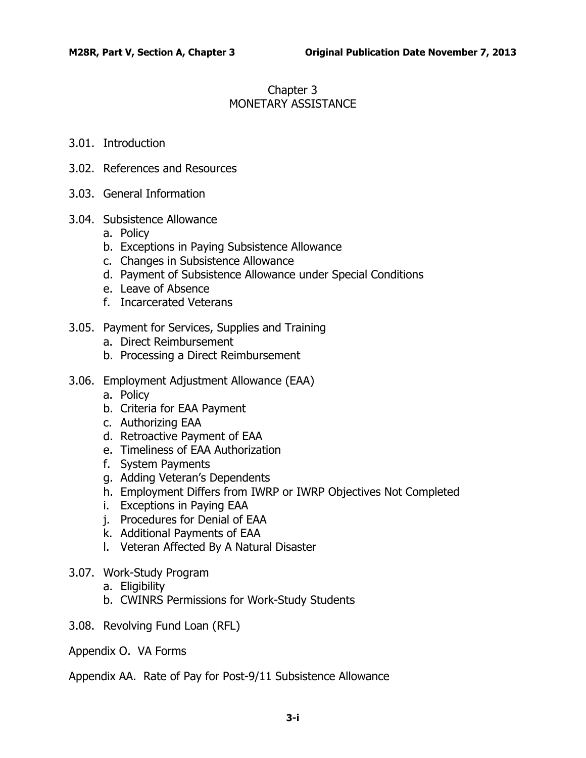# Chapter 3
# MONETARY ASSISTANCE

3.01. Introduction

3.02. References and Resources

3.03. General Information

3.04. Subsistence Allowance
- a. Policy
- b. Exceptions in Paying Subsistence Allowance
- c. Changes in Subsistence Allowance
- d. Payment of Subsistence Allowance under Special Conditions
- e. Leave of Absence
- f. Incarcerated Veterans

3.05. Payment for Services, Supplies and Training
- a. Direct Reimbursement
- b. Processing a Direct Reimbursement

3.06. Employment Adjustment Allowance (EAA)
- a. Policy
- b. Criteria for EAA Payment
- c. Authorizing EAA
- d. Retroactive Payment of EAA
- e. Timeliness of EAA Authorization
- f. System Payments
- g. Adding Veteran's Dependents
- h. Employment Differs from IWRP or IWRP Objectives Not Completed
- i. Exceptions in Paying EAA
- j. Procedures for Denial of EAA
- k. Additional Payments of EAA
- l. Veteran Affected By A Natural Disaster

3.07. Work-Study Program
- a. Eligibility
- b. CWINRS Permissions for Work-Study Students

3.08. Revolving Fund Loan (RFL)

Appendix O. VA Forms

Appendix AA. Rate of Pay for Post-9/11 Subsistence Allowance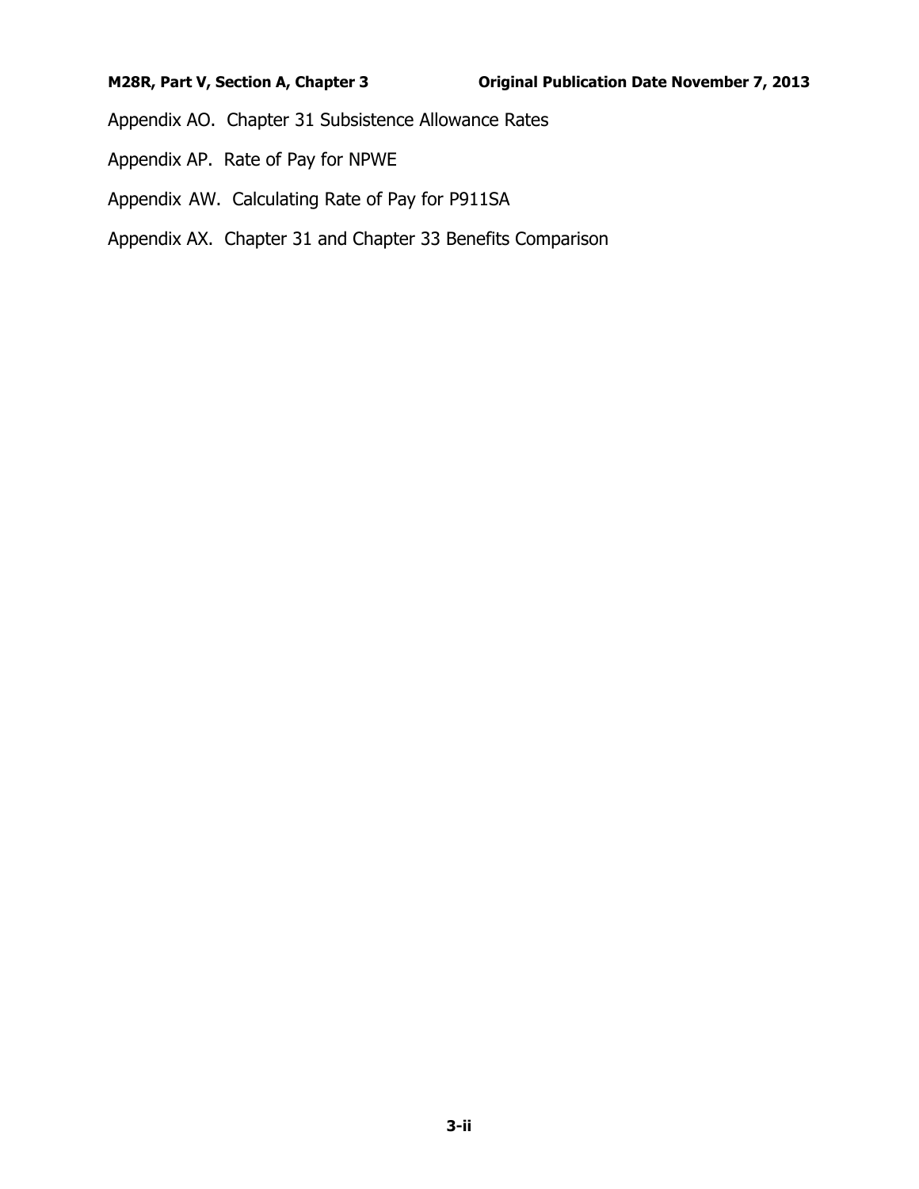Appendix AO. Chapter 31 Subsistence Allowance Rates

Appendix AP. Rate of Pay for NPWE

Appendix AW. Calculating Rate of Pay for P911SA

Appendix AX. Chapter 31 and Chapter 33 Benefits Comparison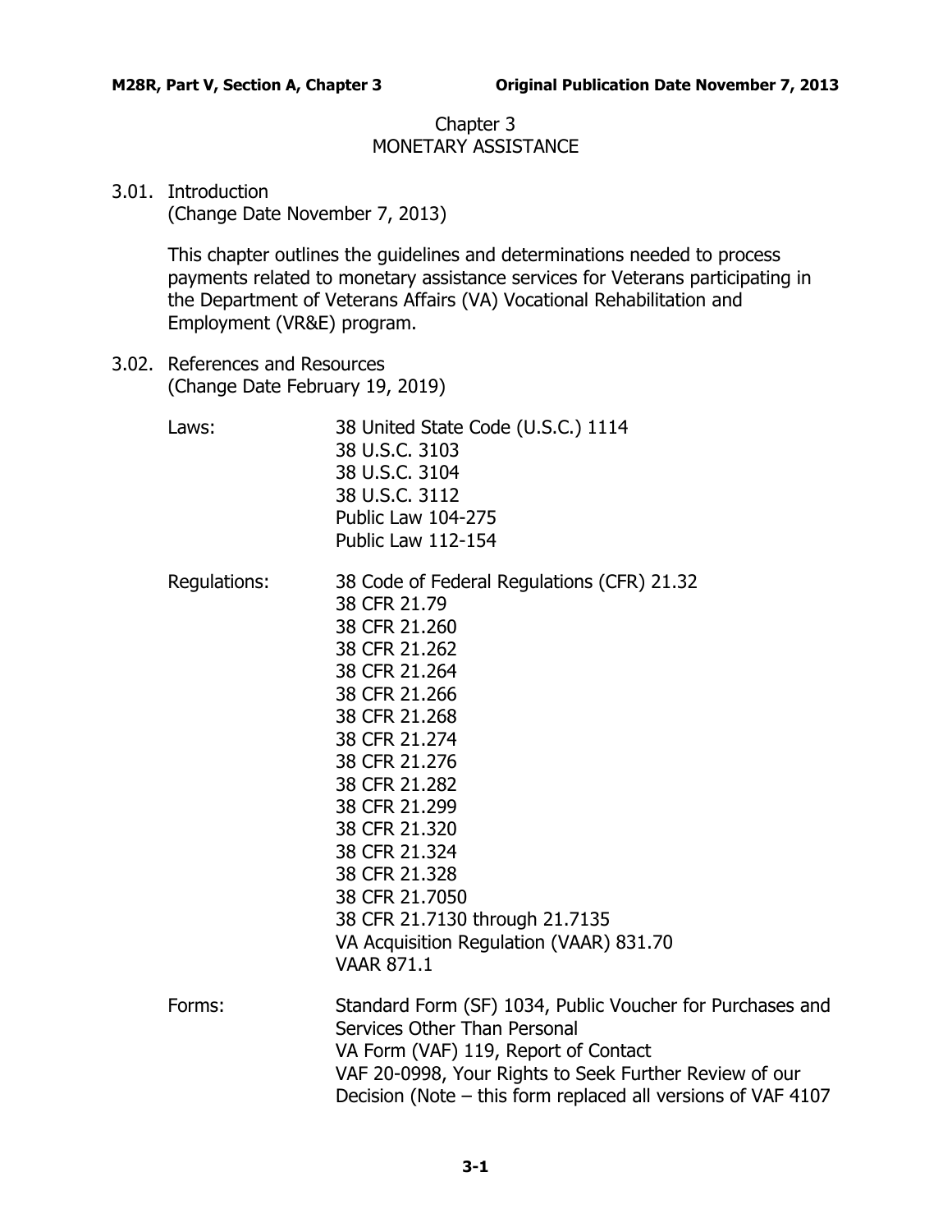# Chapter 3
# MONETARY ASSISTANCE

## 3.01. Introduction
(Change Date November 7, 2013)

This chapter outlines the guidelines and determinations needed to process payments related to monetary assistance services for Veterans participating in the Department of Veterans Affairs (VA) Vocational Rehabilitation and Employment (VR&E) program.

## 3.02. References and Resources
(Change Date February 19, 2019)

Laws:
- 38 United State Code (U.S.C.) 1114
- 38 U.S.C. 3103
- 38 U.S.C. 3104
- 38 U.S.C. 3112
- Public Law 104-275
- Public Law 112-154

Regulations:
- 38 Code of Federal Regulations (CFR) 21.32
- 38 CFR 21.79
- 38 CFR 21.260
- 38 CFR 21.262
- 38 CFR 21.264
- 38 CFR 21.266
- 38 CFR 21.268
- 38 CFR 21.274
- 38 CFR 21.276
- 38 CFR 21.282
- 38 CFR 21.299
- 38 CFR 21.320
- 38 CFR 21.324
- 38 CFR 21.328
- 38 CFR 21.7050
- 38 CFR 21.7130 through 21.7135
- VA Acquisition Regulation (VAAR) 831.70
- VAAR 871.1

Forms:
- Standard Form (SF) 1034, Public Voucher for Purchases and Services Other Than Personal
- VA Form (VAF) 119, Report of Contact
- VAF 20-0998, Your Rights to Seek Further Review of our Decision (Note – this form replaced all versions of VAF 4107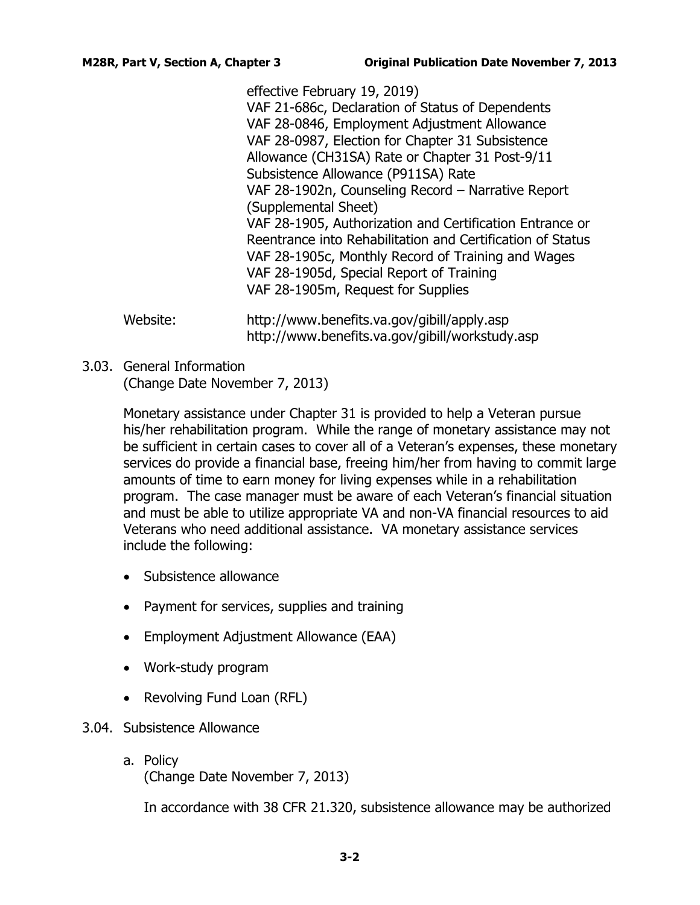effective February 19, 2019)
VAF 21-686c, Declaration of Status of Dependents
VAF 28-0846, Employment Adjustment Allowance
VAF 28-0987, Election for Chapter 31 Subsistence Allowance (CH31SA) Rate or Chapter 31 Post-9/11 Subsistence Allowance (P911SA) Rate
VAF 28-1902n, Counseling Record – Narrative Report (Supplemental Sheet)
VAF 28-1905, Authorization and Certification Entrance or Reentrance into Rehabilitation and Certification of Status
VAF 28-1905c, Monthly Record of Training and Wages
VAF 28-1905d, Special Report of Training
VAF 28-1905m, Request for Supplies

Website: http://www.benefits.va.gov/gibill/apply.asp
http://www.benefits.va.gov/gibill/workstudy.asp

## 3.03. General Information
(Change Date November 7, 2013)

Monetary assistance under Chapter 31 is provided to help a Veteran pursue his/her rehabilitation program. While the range of monetary assistance may not be sufficient in certain cases to cover all of a Veteran's expenses, these monetary services do provide a financial base, freeing him/her from having to commit large amounts of time to earn money for living expenses while in a rehabilitation program. The case manager must be aware of each Veteran's financial situation and must be able to utilize appropriate VA and non-VA financial resources to aid Veterans who need additional assistance. VA monetary assistance services include the following:

- Subsistence allowance
- Payment for services, supplies and training
- Employment Adjustment Allowance (EAA)
- Work-study program
- Revolving Fund Loan (RFL)

## 3.04. Subsistence Allowance

### a. Policy
(Change Date November 7, 2013)

In accordance with 38 CFR 21.320, subsistence allowance may be authorized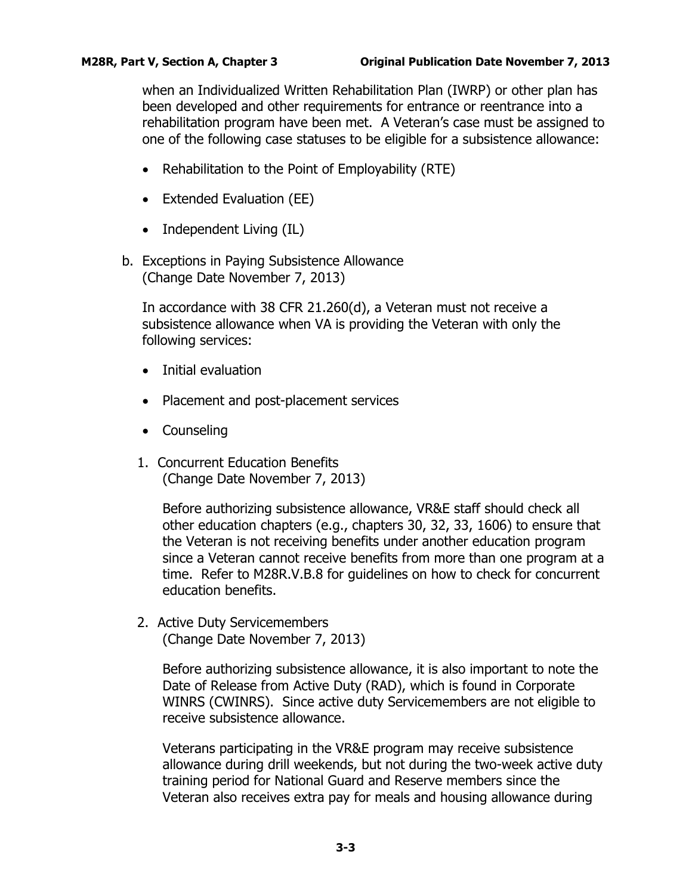when an Individualized Written Rehabilitation Plan (IWRP) or other plan has been developed and other requirements for entrance or reentrance into a rehabilitation program have been met. A Veteran's case must be assigned to one of the following case statuses to be eligible for a subsistence allowance:

- Rehabilitation to the Point of Employability (RTE)
- Extended Evaluation (EE)
- Independent Living (IL)

b. Exceptions in Paying Subsistence Allowance
(Change Date November 7, 2013)

In accordance with 38 CFR 21.260(d), a Veteran must not receive a subsistence allowance when VA is providing the Veteran with only the following services:

- Initial evaluation
- Placement and post-placement services
- Counseling

1. Concurrent Education Benefits
(Change Date November 7, 2013)

Before authorizing subsistence allowance, VR&E staff should check all other education chapters (e.g., chapters 30, 32, 33, 1606) to ensure that the Veteran is not receiving benefits under another education program since a Veteran cannot receive benefits from more than one program at a time. Refer to M28R.V.B.8 for guidelines on how to check for concurrent education benefits.

2. Active Duty Servicemembers
(Change Date November 7, 2013)

Before authorizing subsistence allowance, it is also important to note the Date of Release from Active Duty (RAD), which is found in Corporate WINRS (CWINRS). Since active duty Servicemembers are not eligible to receive subsistence allowance.

Veterans participating in the VR&E program may receive subsistence allowance during drill weekends, but not during the two-week active duty training period for National Guard and Reserve members since the Veteran also receives extra pay for meals and housing allowance during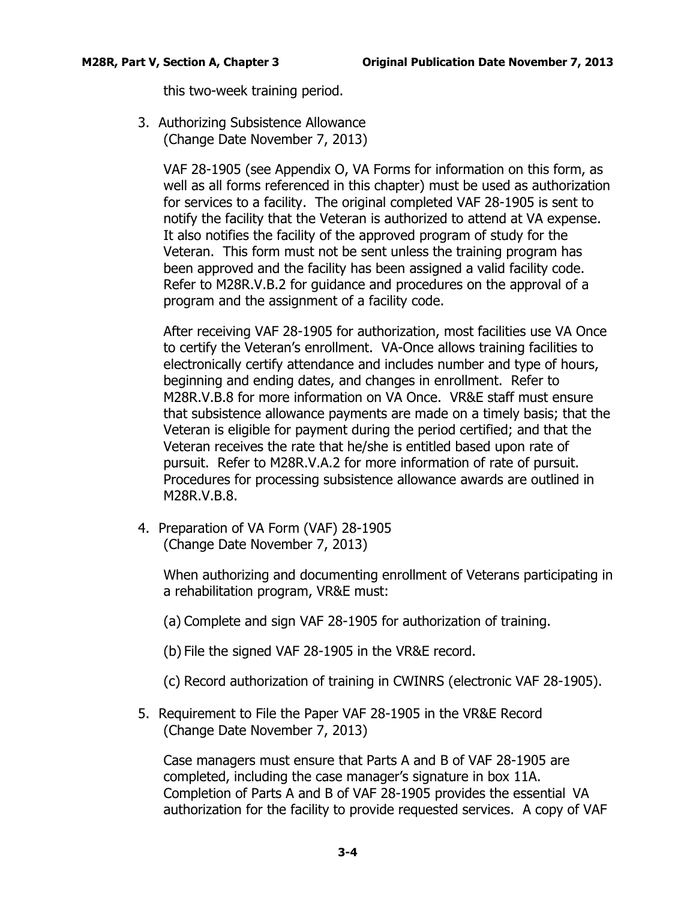this two-week training period.

3. Authorizing Subsistence Allowance
   (Change Date November 7, 2013)

   VAF 28-1905 (see Appendix O, VA Forms for information on this form, as well as all forms referenced in this chapter) must be used as authorization for services to a facility. The original completed VAF 28-1905 is sent to notify the facility that the Veteran is authorized to attend at VA expense. It also notifies the facility of the approved program of study for the Veteran. This form must not be sent unless the training program has been approved and the facility has been assigned a valid facility code. Refer to M28R.V.B.2 for guidance and procedures on the approval of a program and the assignment of a facility code.

   After receiving VAF 28-1905 for authorization, most facilities use VA Once to certify the Veteran's enrollment. VA-Once allows training facilities to electronically certify attendance and includes number and type of hours, beginning and ending dates, and changes in enrollment. Refer to M28R.V.B.8 for more information on VA Once. VR&E staff must ensure that subsistence allowance payments are made on a timely basis; that the Veteran is eligible for payment during the period certified; and that the Veteran receives the rate that he/she is entitled based upon rate of pursuit. Refer to M28R.V.A.2 for more information of rate of pursuit. Procedures for processing subsistence allowance awards are outlined in M28R.V.B.8.

4. Preparation of VA Form (VAF) 28-1905
   (Change Date November 7, 2013)

   When authorizing and documenting enrollment of Veterans participating in a rehabilitation program, VR&E must:

   (a) Complete and sign VAF 28-1905 for authorization of training.

   (b) File the signed VAF 28-1905 in the VR&E record.

   (c) Record authorization of training in CWINRS (electronic VAF 28-1905).

5. Requirement to File the Paper VAF 28-1905 in the VR&E Record
   (Change Date November 7, 2013)

   Case managers must ensure that Parts A and B of VAF 28-1905 are completed, including the case manager's signature in box 11A. Completion of Parts A and B of VAF 28-1905 provides the essential VA authorization for the facility to provide requested services. A copy of VAF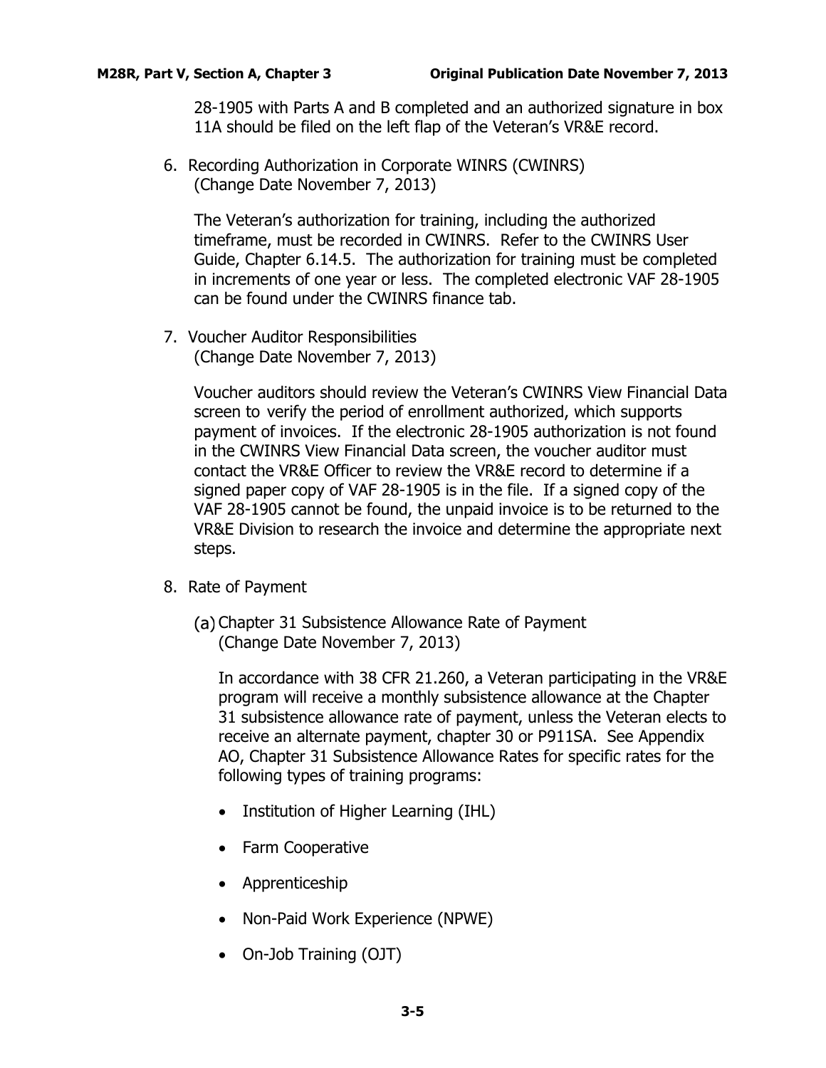28-1905 with Parts A and B completed and an authorized signature in box 11A should be filed on the left flap of the Veteran's VR&E record.

6. Recording Authorization in Corporate WINRS (CWINRS)
   (Change Date November 7, 2013)

   The Veteran's authorization for training, including the authorized timeframe, must be recorded in CWINRS. Refer to the CWINRS User Guide, Chapter 6.14.5. The authorization for training must be completed in increments of one year or less. The completed electronic VAF 28-1905 can be found under the CWINRS finance tab.

7. Voucher Auditor Responsibilities
   (Change Date November 7, 2013)

   Voucher auditors should review the Veteran's CWINRS View Financial Data screen to verify the period of enrollment authorized, which supports payment of invoices. If the electronic 28-1905 authorization is not found in the CWINRS View Financial Data screen, the voucher auditor must contact the VR&E Officer to review the VR&E record to determine if a signed paper copy of VAF 28-1905 is in the file. If a signed copy of the VAF 28-1905 cannot be found, the unpaid invoice is to be returned to the VR&E Division to research the invoice and determine the appropriate next steps.

8. Rate of Payment

   (a) Chapter 31 Subsistence Allowance Rate of Payment
   (Change Date November 7, 2013)

   In accordance with 38 CFR 21.260, a Veteran participating in the VR&E program will receive a monthly subsistence allowance at the Chapter 31 subsistence allowance rate of payment, unless the Veteran elects to receive an alternate payment, chapter 30 or P911SA. See Appendix AO, Chapter 31 Subsistence Allowance Rates for specific rates for the following types of training programs:

   - Institution of Higher Learning (IHL)
   - Farm Cooperative
   - Apprenticeship
   - Non-Paid Work Experience (NPWE)
   - On-Job Training (OJT)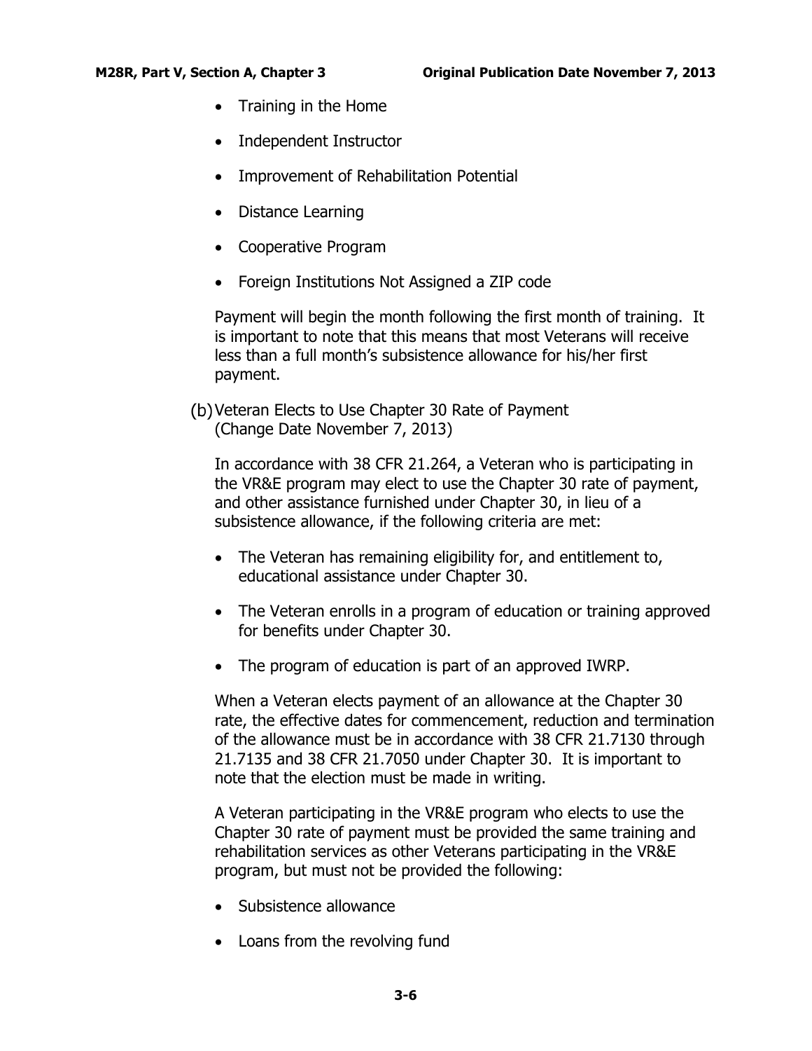- Training in the Home
- Independent Instructor
- Improvement of Rehabilitation Potential
- Distance Learning
- Cooperative Program
- Foreign Institutions Not Assigned a ZIP code

Payment will begin the month following the first month of training. It is important to note that this means that most Veterans will receive less than a full month's subsistence allowance for his/her first payment.

(b) Veteran Elects to Use Chapter 30 Rate of Payment (Change Date November 7, 2013)

In accordance with 38 CFR 21.264, a Veteran who is participating in the VR&E program may elect to use the Chapter 30 rate of payment, and other assistance furnished under Chapter 30, in lieu of a subsistence allowance, if the following criteria are met:

- The Veteran has remaining eligibility for, and entitlement to, educational assistance under Chapter 30.
- The Veteran enrolls in a program of education or training approved for benefits under Chapter 30.
- The program of education is part of an approved IWRP.

When a Veteran elects payment of an allowance at the Chapter 30 rate, the effective dates for commencement, reduction and termination of the allowance must be in accordance with 38 CFR 21.7130 through 21.7135 and 38 CFR 21.7050 under Chapter 30. It is important to note that the election must be made in writing.

A Veteran participating in the VR&E program who elects to use the Chapter 30 rate of payment must be provided the same training and rehabilitation services as other Veterans participating in the VR&E program, but must not be provided the following:

- Subsistence allowance
- Loans from the revolving fund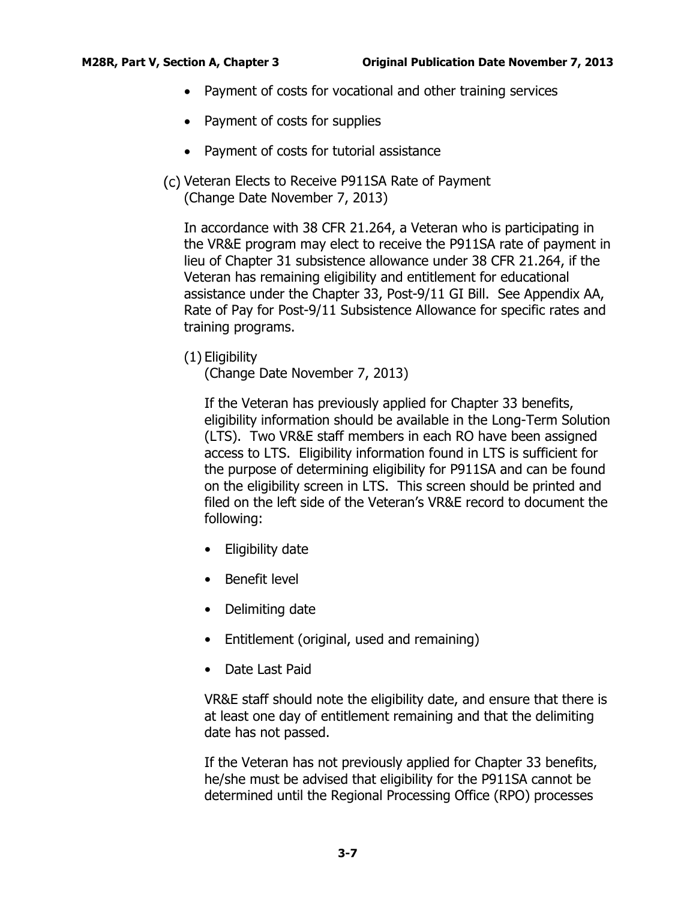- Payment of costs for vocational and other training services
- Payment of costs for supplies
- Payment of costs for tutorial assistance

(c) Veteran Elects to Receive P911SA Rate of Payment
(Change Date November 7, 2013)

In accordance with 38 CFR 21.264, a Veteran who is participating in the VR&E program may elect to receive the P911SA rate of payment in lieu of Chapter 31 subsistence allowance under 38 CFR 21.264, if the Veteran has remaining eligibility and entitlement for educational assistance under the Chapter 33, Post-9/11 GI Bill. See Appendix AA, Rate of Pay for Post-9/11 Subsistence Allowance for specific rates and training programs.

(1) Eligibility
(Change Date November 7, 2013)

If the Veteran has previously applied for Chapter 33 benefits, eligibility information should be available in the Long-Term Solution (LTS). Two VR&E staff members in each RO have been assigned access to LTS. Eligibility information found in LTS is sufficient for the purpose of determining eligibility for P911SA and can be found on the eligibility screen in LTS. This screen should be printed and filed on the left side of the Veteran's VR&E record to document the following:

- Eligibility date
- Benefit level
- Delimiting date
- Entitlement (original, used and remaining)
- Date Last Paid

VR&E staff should note the eligibility date, and ensure that there is at least one day of entitlement remaining and that the delimiting date has not passed.

If the Veteran has not previously applied for Chapter 33 benefits, he/she must be advised that eligibility for the P911SA cannot be determined until the Regional Processing Office (RPO) processes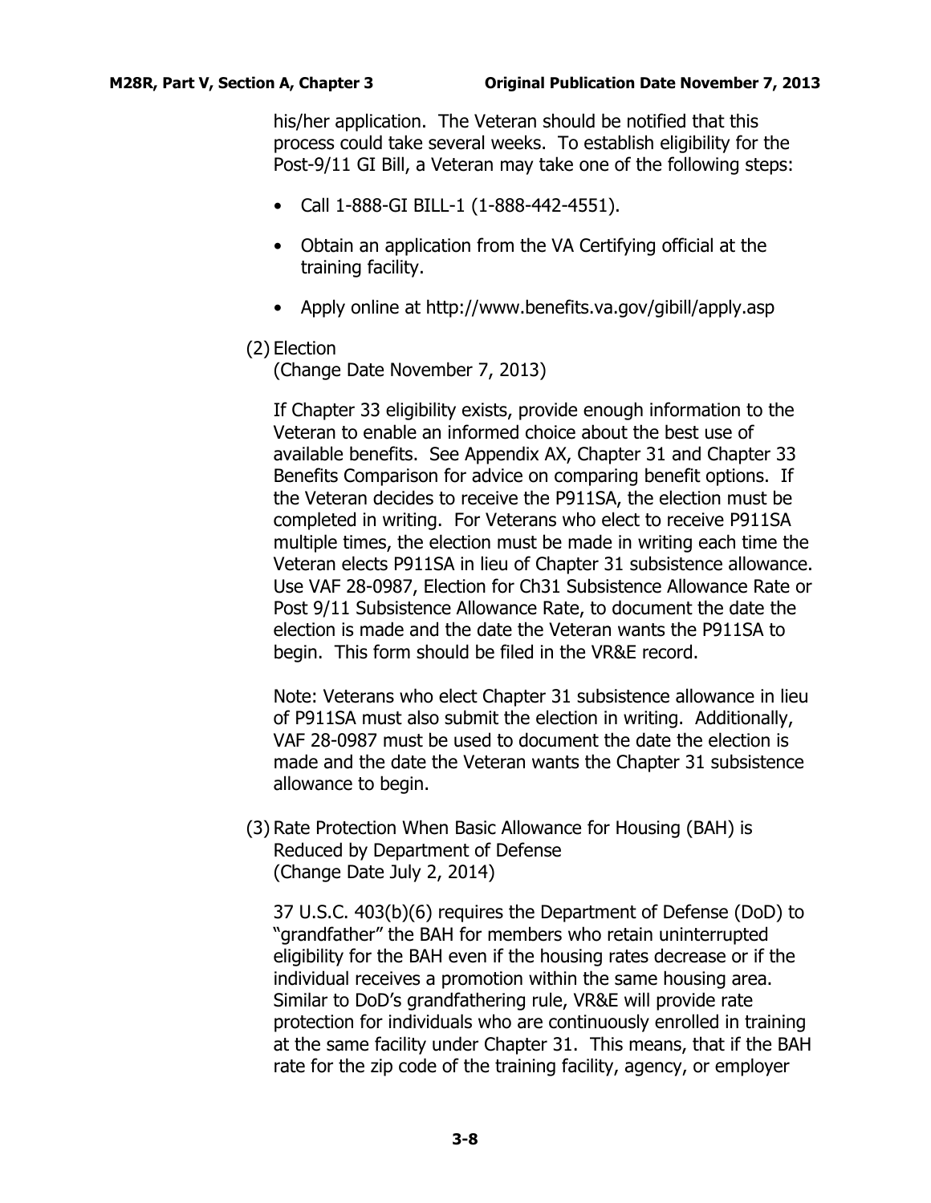his/her application. The Veteran should be notified that this process could take several weeks. To establish eligibility for the Post-9/11 GI Bill, a Veteran may take one of the following steps:

- Call 1-888-GI BILL-1 (1-888-442-4551).
- Obtain an application from the VA Certifying official at the training facility.
- Apply online at http://www.benefits.va.gov/gibill/apply.asp

(2) Election
(Change Date November 7, 2013)

If Chapter 33 eligibility exists, provide enough information to the Veteran to enable an informed choice about the best use of available benefits. See Appendix AX, Chapter 31 and Chapter 33 Benefits Comparison for advice on comparing benefit options. If the Veteran decides to receive the P911SA, the election must be completed in writing. For Veterans who elect to receive P911SA multiple times, the election must be made in writing each time the Veteran elects P911SA in lieu of Chapter 31 subsistence allowance. Use VAF 28-0987, Election for Ch31 Subsistence Allowance Rate or Post 9/11 Subsistence Allowance Rate, to document the date the election is made and the date the Veteran wants the P911SA to begin. This form should be filed in the VR&E record.

Note: Veterans who elect Chapter 31 subsistence allowance in lieu of P911SA must also submit the election in writing. Additionally, VAF 28-0987 must be used to document the date the election is made and the date the Veteran wants the Chapter 31 subsistence allowance to begin.

(3) Rate Protection When Basic Allowance for Housing (BAH) is Reduced by Department of Defense
(Change Date July 2, 2014)

37 U.S.C. 403(b)(6) requires the Department of Defense (DoD) to "grandfather" the BAH for members who retain uninterrupted eligibility for the BAH even if the housing rates decrease or if the individual receives a promotion within the same housing area. Similar to DoD's grandfathering rule, VR&E will provide rate protection for individuals who are continuously enrolled in training at the same facility under Chapter 31. This means, that if the BAH rate for the zip code of the training facility, agency, or employer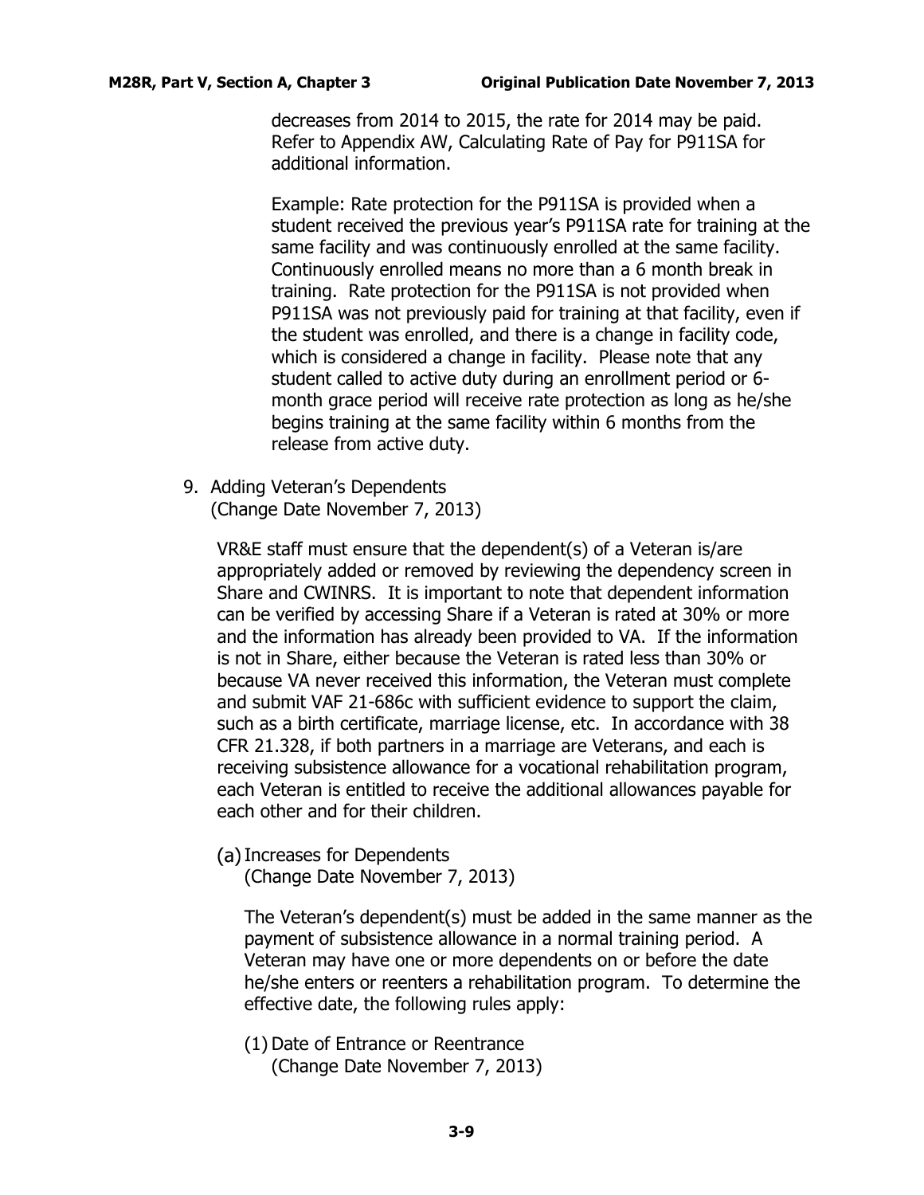decreases from 2014 to 2015, the rate for 2014 may be paid. Refer to Appendix AW, Calculating Rate of Pay for P911SA for additional information.

Example: Rate protection for the P911SA is provided when a student received the previous year's P911SA rate for training at the same facility and was continuously enrolled at the same facility. Continuously enrolled means no more than a 6 month break in training. Rate protection for the P911SA is not provided when P911SA was not previously paid for training at that facility, even if the student was enrolled, and there is a change in facility code, which is considered a change in facility. Please note that any student called to active duty during an enrollment period or 6-month grace period will receive rate protection as long as he/she begins training at the same facility within 6 months from the release from active duty.

9. Adding Veteran's Dependents
(Change Date November 7, 2013)

VR&E staff must ensure that the dependent(s) of a Veteran is/are appropriately added or removed by reviewing the dependency screen in Share and CWINRS. It is important to note that dependent information can be verified by accessing Share if a Veteran is rated at 30% or more and the information has already been provided to VA. If the information is not in Share, either because the Veteran is rated less than 30% or because VA never received this information, the Veteran must complete and submit VAF 21-686c with sufficient evidence to support the claim, such as a birth certificate, marriage license, etc. In accordance with 38 CFR 21.328, if both partners in a marriage are Veterans, and each is receiving subsistence allowance for a vocational rehabilitation program, each Veteran is entitled to receive the additional allowances payable for each other and for their children.

(a) Increases for Dependents
(Change Date November 7, 2013)

The Veteran's dependent(s) must be added in the same manner as the payment of subsistence allowance in a normal training period. A Veteran may have one or more dependents on or before the date he/she enters or reenters a rehabilitation program. To determine the effective date, the following rules apply:

(1) Date of Entrance or Reentrance
(Change Date November 7, 2013)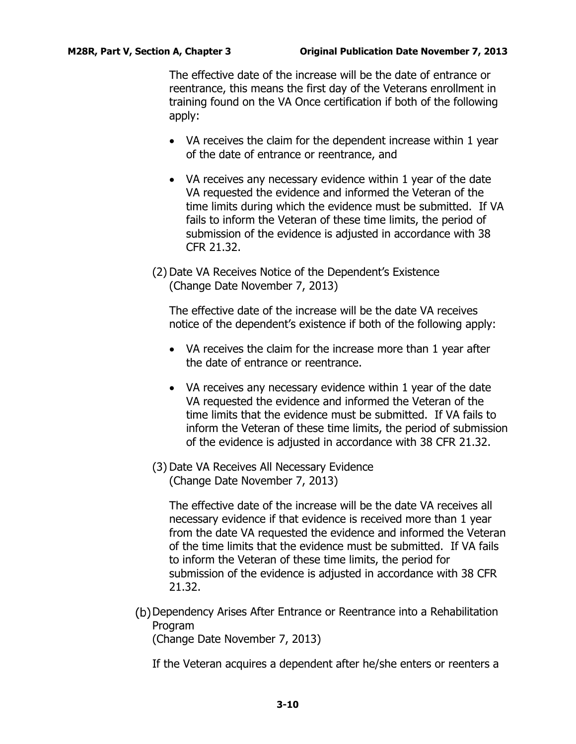The effective date of the increase will be the date of entrance or reentrance, this means the first day of the Veterans enrollment in training found on the VA Once certification if both of the following apply:

- VA receives the claim for the dependent increase within 1 year of the date of entrance or reentrance, and
- VA receives any necessary evidence within 1 year of the date VA requested the evidence and informed the Veteran of the time limits during which the evidence must be submitted. If VA fails to inform the Veteran of these time limits, the period of submission of the evidence is adjusted in accordance with 38 CFR 21.32.

(2) Date VA Receives Notice of the Dependent's Existence
(Change Date November 7, 2013)

The effective date of the increase will be the date VA receives notice of the dependent's existence if both of the following apply:

- VA receives the claim for the increase more than 1 year after the date of entrance or reentrance.
- VA receives any necessary evidence within 1 year of the date VA requested the evidence and informed the Veteran of the time limits that the evidence must be submitted. If VA fails to inform the Veteran of these time limits, the period of submission of the evidence is adjusted in accordance with 38 CFR 21.32.

(3) Date VA Receives All Necessary Evidence
(Change Date November 7, 2013)

The effective date of the increase will be the date VA receives all necessary evidence if that evidence is received more than 1 year from the date VA requested the evidence and informed the Veteran of the time limits that the evidence must be submitted. If VA fails to inform the Veteran of these time limits, the period for submission of the evidence is adjusted in accordance with 38 CFR 21.32.

(b) Dependency Arises After Entrance or Reentrance into a Rehabilitation Program
(Change Date November 7, 2013)

If the Veteran acquires a dependent after he/she enters or reenters a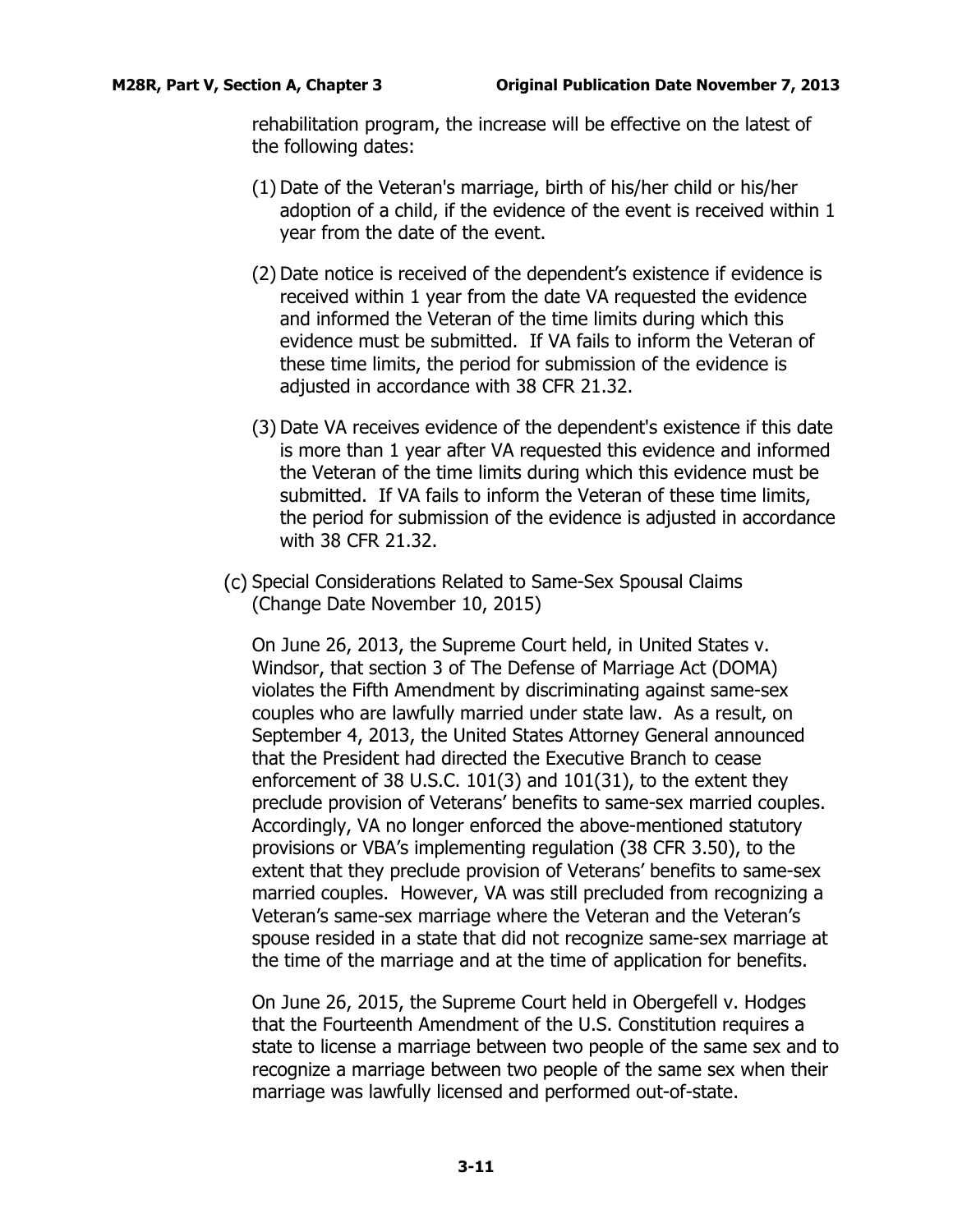rehabilitation program, the increase will be effective on the latest of the following dates:

(1) Date of the Veteran's marriage, birth of his/her child or his/her adoption of a child, if the evidence of the event is received within 1 year from the date of the event.

(2) Date notice is received of the dependent's existence if evidence is received within 1 year from the date VA requested the evidence and informed the Veteran of the time limits during which this evidence must be submitted. If VA fails to inform the Veteran of these time limits, the period for submission of the evidence is adjusted in accordance with 38 CFR 21.32.

(3) Date VA receives evidence of the dependent's existence if this date is more than 1 year after VA requested this evidence and informed the Veteran of the time limits during which this evidence must be submitted. If VA fails to inform the Veteran of these time limits, the period for submission of the evidence is adjusted in accordance with 38 CFR 21.32.

(c) Special Considerations Related to Same-Sex Spousal Claims (Change Date November 10, 2015)

On June 26, 2013, the Supreme Court held, in United States v. Windsor, that section 3 of The Defense of Marriage Act (DOMA) violates the Fifth Amendment by discriminating against same-sex couples who are lawfully married under state law. As a result, on September 4, 2013, the United States Attorney General announced that the President had directed the Executive Branch to cease enforcement of 38 U.S.C. 101(3) and 101(31), to the extent they preclude provision of Veterans' benefits to same-sex married couples. Accordingly, VA no longer enforced the above-mentioned statutory provisions or VBA's implementing regulation (38 CFR 3.50), to the extent that they preclude provision of Veterans' benefits to same-sex married couples. However, VA was still precluded from recognizing a Veteran's same-sex marriage where the Veteran and the Veteran's spouse resided in a state that did not recognize same-sex marriage at the time of the marriage and at the time of application for benefits.

On June 26, 2015, the Supreme Court held in Obergefell v. Hodges that the Fourteenth Amendment of the U.S. Constitution requires a state to license a marriage between two people of the same sex and to recognize a marriage between two people of the same sex when their marriage was lawfully licensed and performed out-of-state.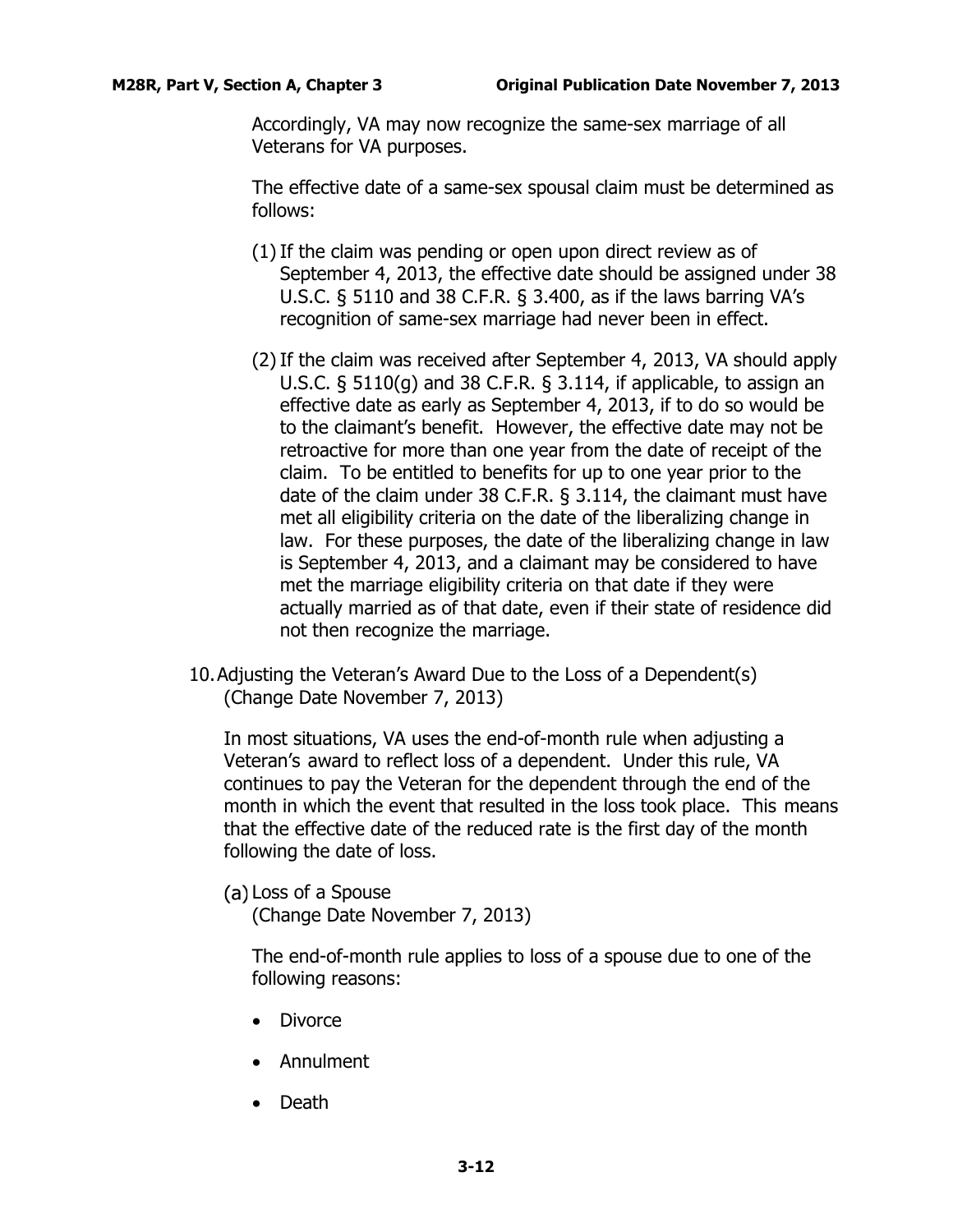Accordingly, VA may now recognize the same-sex marriage of all Veterans for VA purposes.

The effective date of a same-sex spousal claim must be determined as follows:

(1) If the claim was pending or open upon direct review as of September 4, 2013, the effective date should be assigned under 38 U.S.C. § 5110 and 38 C.F.R. § 3.400, as if the laws barring VA's recognition of same-sex marriage had never been in effect.

(2) If the claim was received after September 4, 2013, VA should apply U.S.C. § 5110(g) and 38 C.F.R. § 3.114, if applicable, to assign an effective date as early as September 4, 2013, if to do so would be to the claimant's benefit. However, the effective date may not be retroactive for more than one year from the date of receipt of the claim. To be entitled to benefits for up to one year prior to the date of the claim under 38 C.F.R. § 3.114, the claimant must have met all eligibility criteria on the date of the liberalizing change in law. For these purposes, the date of the liberalizing change in law is September 4, 2013, and a claimant may be considered to have met the marriage eligibility criteria on that date if they were actually married as of that date, even if their state of residence did not then recognize the marriage.

10. Adjusting the Veteran's Award Due to the Loss of a Dependent(s) (Change Date November 7, 2013)

In most situations, VA uses the end-of-month rule when adjusting a Veteran's award to reflect loss of a dependent. Under this rule, VA continues to pay the Veteran for the dependent through the end of the month in which the event that resulted in the loss took place. This means that the effective date of the reduced rate is the first day of the month following the date of loss.

(a) Loss of a Spouse
(Change Date November 7, 2013)

The end-of-month rule applies to loss of a spouse due to one of the following reasons:

- Divorce
- Annulment
- Death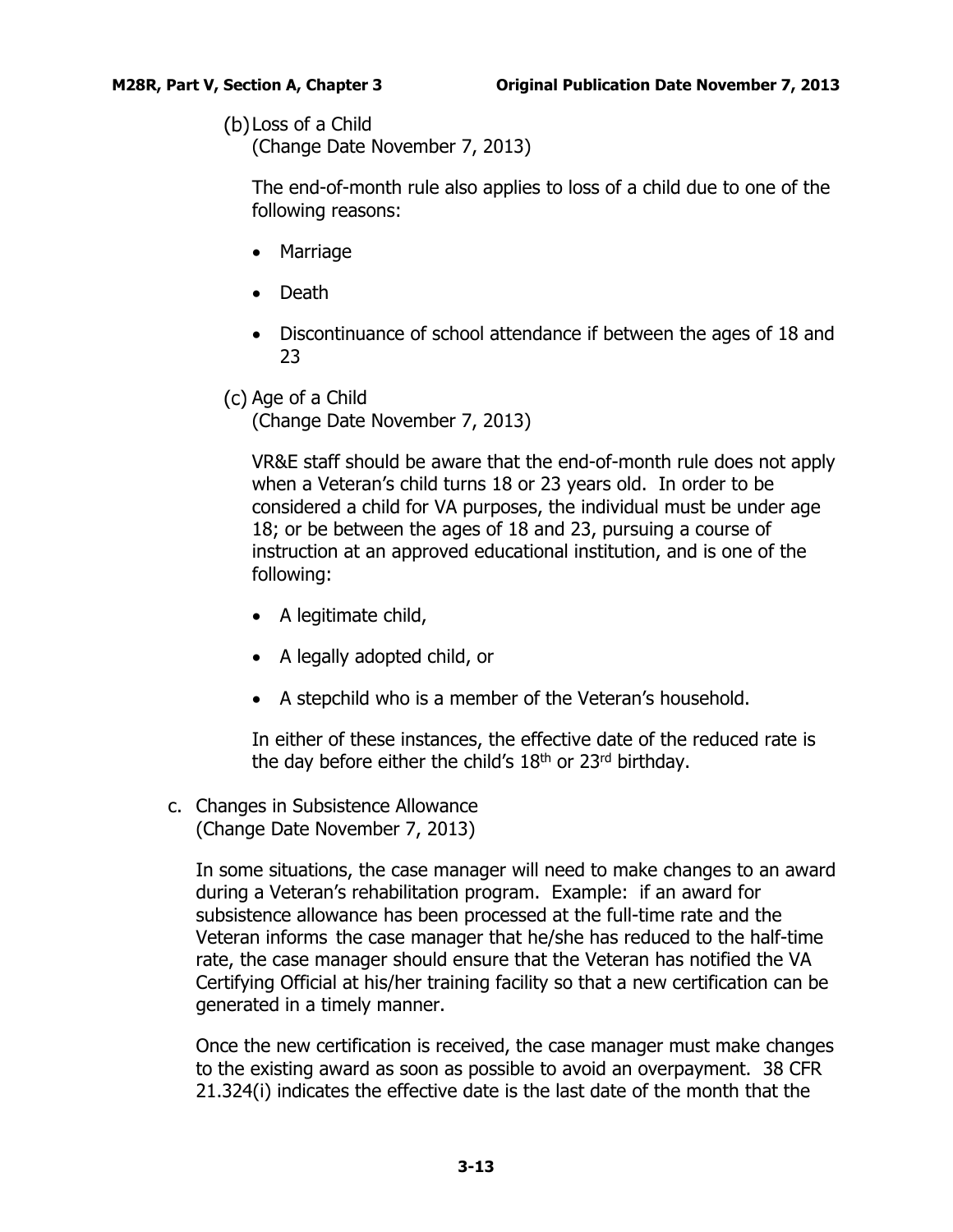(b) Loss of a Child
(Change Date November 7, 2013)

The end-of-month rule also applies to loss of a child due to one of the following reasons:

- Marriage
- Death
- Discontinuance of school attendance if between the ages of 18 and 23

(c) Age of a Child
(Change Date November 7, 2013)

VR&E staff should be aware that the end-of-month rule does not apply when a Veteran's child turns 18 or 23 years old. In order to be considered a child for VA purposes, the individual must be under age 18; or be between the ages of 18 and 23, pursuing a course of instruction at an approved educational institution, and is one of the following:

- A legitimate child,
- A legally adopted child, or
- A stepchild who is a member of the Veteran's household.

In either of these instances, the effective date of the reduced rate is the day before either the child's 18th or 23rd birthday.

c. Changes in Subsistence Allowance
(Change Date November 7, 2013)

In some situations, the case manager will need to make changes to an award during a Veteran's rehabilitation program. Example: if an award for subsistence allowance has been processed at the full-time rate and the Veteran informs the case manager that he/she has reduced to the half-time rate, the case manager should ensure that the Veteran has notified the VA Certifying Official at his/her training facility so that a new certification can be generated in a timely manner.

Once the new certification is received, the case manager must make changes to the existing award as soon as possible to avoid an overpayment. 38 CFR 21.324(i) indicates the effective date is the last date of the month that the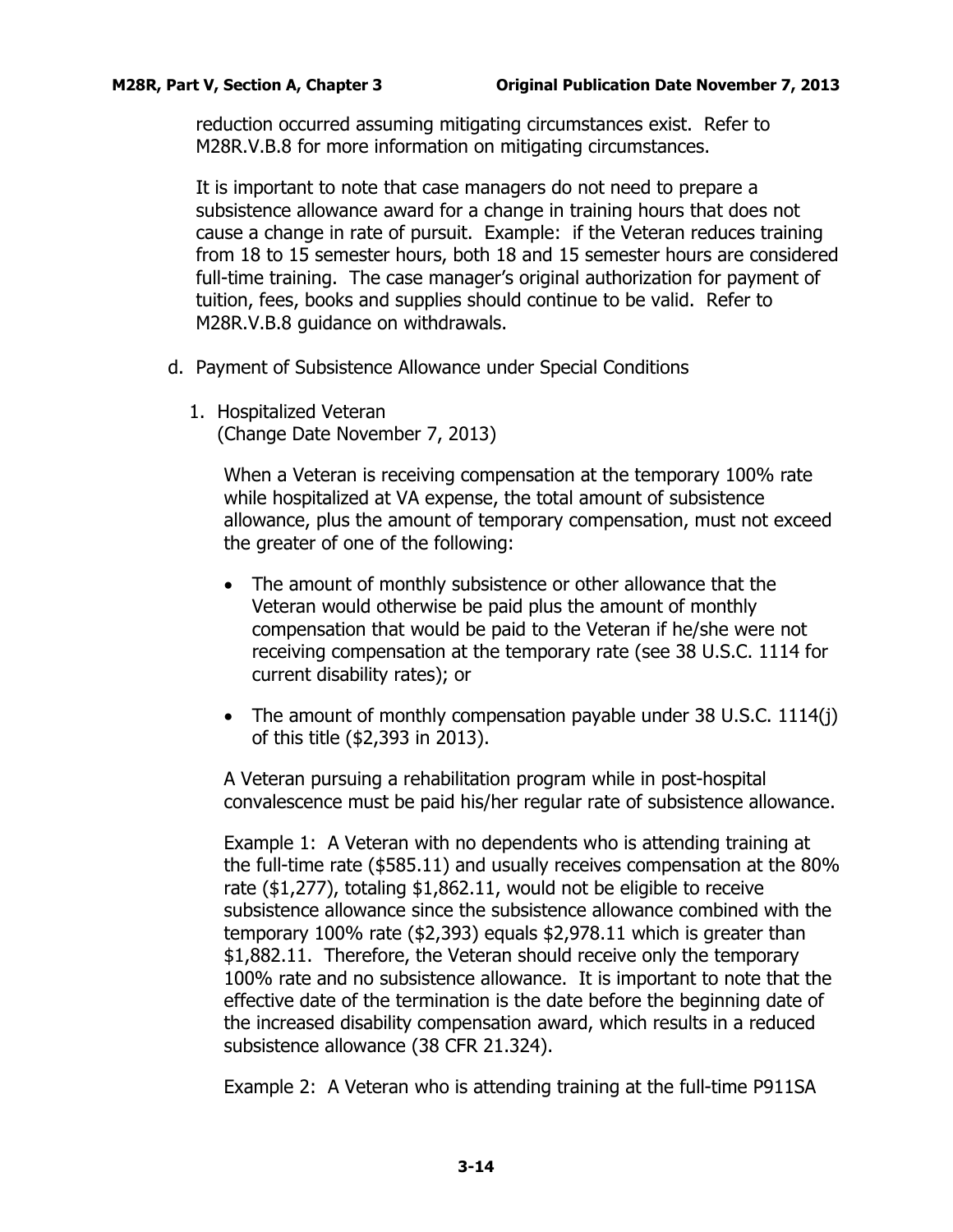reduction occurred assuming mitigating circumstances exist. Refer to M28R.V.B.8 for more information on mitigating circumstances.

It is important to note that case managers do not need to prepare a subsistence allowance award for a change in training hours that does not cause a change in rate of pursuit. Example: if the Veteran reduces training from 18 to 15 semester hours, both 18 and 15 semester hours are considered full-time training. The case manager's original authorization for payment of tuition, fees, books and supplies should continue to be valid. Refer to M28R.V.B.8 guidance on withdrawals.

d. Payment of Subsistence Allowance under Special Conditions

1. Hospitalized Veteran
(Change Date November 7, 2013)

When a Veteran is receiving compensation at the temporary 100% rate while hospitalized at VA expense, the total amount of subsistence allowance, plus the amount of temporary compensation, must not exceed the greater of one of the following:

- The amount of monthly subsistence or other allowance that the Veteran would otherwise be paid plus the amount of monthly compensation that would be paid to the Veteran if he/she were not receiving compensation at the temporary rate (see 38 U.S.C. 1114 for current disability rates); or
- The amount of monthly compensation payable under 38 U.S.C. 1114(j) of this title ($2,393 in 2013).

A Veteran pursuing a rehabilitation program while in post-hospital convalescence must be paid his/her regular rate of subsistence allowance.

Example 1: A Veteran with no dependents who is attending training at the full-time rate ($585.11) and usually receives compensation at the 80% rate ($1,277), totaling $1,862.11, would not be eligible to receive subsistence allowance since the subsistence allowance combined with the temporary 100% rate ($2,393) equals $2,978.11 which is greater than $1,882.11. Therefore, the Veteran should receive only the temporary 100% rate and no subsistence allowance. It is important to note that the effective date of the termination is the date before the beginning date of the increased disability compensation award, which results in a reduced subsistence allowance (38 CFR 21.324).

Example 2: A Veteran who is attending training at the full-time P911SA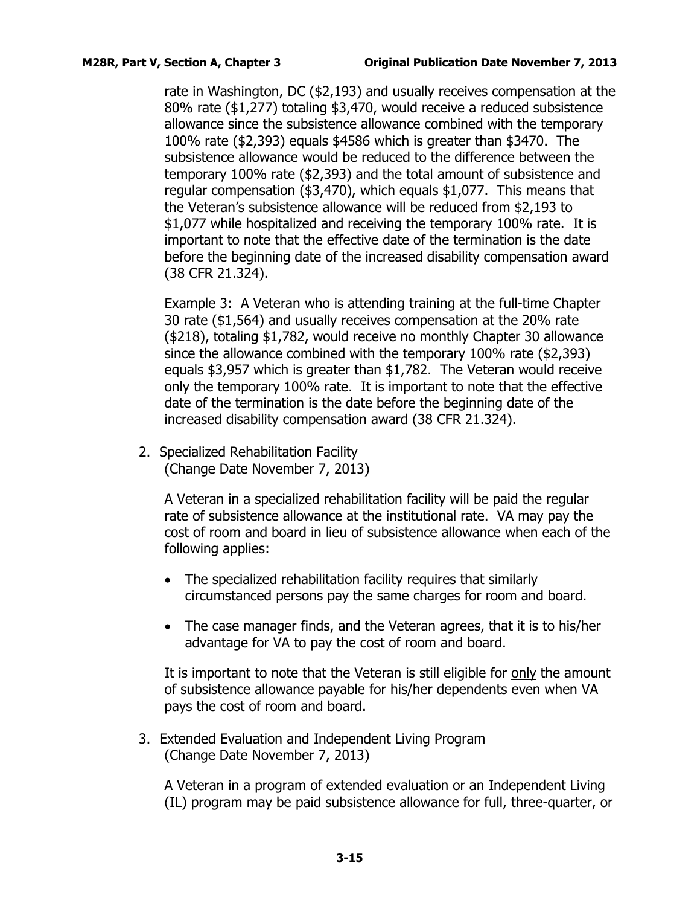rate in Washington, DC ($2,193) and usually receives compensation at the 80% rate ($1,277) totaling $3,470, would receive a reduced subsistence allowance since the subsistence allowance combined with the temporary 100% rate ($2,393) equals $4586 which is greater than $3470. The subsistence allowance would be reduced to the difference between the temporary 100% rate ($2,393) and the total amount of subsistence and regular compensation ($3,470), which equals $1,077. This means that the Veteran's subsistence allowance will be reduced from $2,193 to $1,077 while hospitalized and receiving the temporary 100% rate. It is important to note that the effective date of the termination is the date before the beginning date of the increased disability compensation award (38 CFR 21.324).

Example 3: A Veteran who is attending training at the full-time Chapter 30 rate ($1,564) and usually receives compensation at the 20% rate ($218), totaling $1,782, would receive no monthly Chapter 30 allowance since the allowance combined with the temporary 100% rate ($2,393) equals $3,957 which is greater than $1,782. The Veteran would receive only the temporary 100% rate. It is important to note that the effective date of the termination is the date before the beginning date of the increased disability compensation award (38 CFR 21.324).

2. Specialized Rehabilitation Facility
   (Change Date November 7, 2013)

   A Veteran in a specialized rehabilitation facility will be paid the regular rate of subsistence allowance at the institutional rate. VA may pay the cost of room and board in lieu of subsistence allowance when each of the following applies:

   - The specialized rehabilitation facility requires that similarly circumstanced persons pay the same charges for room and board.
   - The case manager finds, and the Veteran agrees, that it is to his/her advantage for VA to pay the cost of room and board.

   It is important to note that the Veteran is still eligible for only the amount of subsistence allowance payable for his/her dependents even when VA pays the cost of room and board.

3. Extended Evaluation and Independent Living Program
   (Change Date November 7, 2013)

   A Veteran in a program of extended evaluation or an Independent Living (IL) program may be paid subsistence allowance for full, three-quarter, or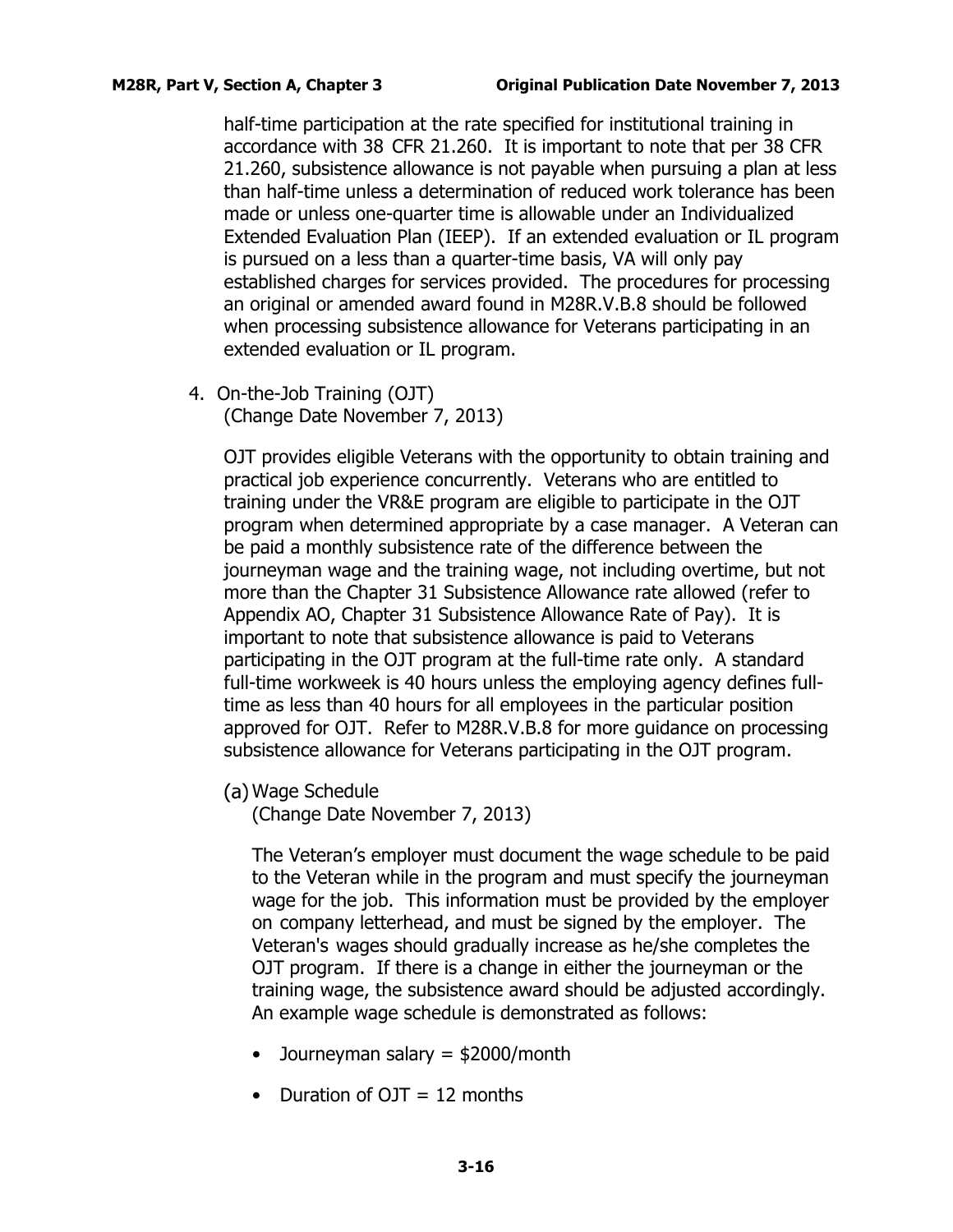half-time participation at the rate specified for institutional training in accordance with 38 CFR 21.260. It is important to note that per 38 CFR 21.260, subsistence allowance is not payable when pursuing a plan at less than half-time unless a determination of reduced work tolerance has been made or unless one-quarter time is allowable under an Individualized Extended Evaluation Plan (IEEP). If an extended evaluation or IL program is pursued on a less than a quarter-time basis, VA will only pay established charges for services provided. The procedures for processing an original or amended award found in M28R.V.B.8 should be followed when processing subsistence allowance for Veterans participating in an extended evaluation or IL program.

4. On-the-Job Training (OJT)
(Change Date November 7, 2013)

OJT provides eligible Veterans with the opportunity to obtain training and practical job experience concurrently. Veterans who are entitled to training under the VR&E program are eligible to participate in the OJT program when determined appropriate by a case manager. A Veteran can be paid a monthly subsistence rate of the difference between the journeyman wage and the training wage, not including overtime, but not more than the Chapter 31 Subsistence Allowance rate allowed (refer to Appendix AO, Chapter 31 Subsistence Allowance Rate of Pay). It is important to note that subsistence allowance is paid to Veterans participating in the OJT program at the full-time rate only. A standard full-time workweek is 40 hours unless the employing agency defines full-time as less than 40 hours for all employees in the particular position approved for OJT. Refer to M28R.V.B.8 for more guidance on processing subsistence allowance for Veterans participating in the OJT program.

(a) Wage Schedule
(Change Date November 7, 2013)

The Veteran's employer must document the wage schedule to be paid to the Veteran while in the program and must specify the journeyman wage for the job. This information must be provided by the employer on company letterhead, and must be signed by the employer. The Veteran's wages should gradually increase as he/she completes the OJT program. If there is a change in either the journeyman or the training wage, the subsistence award should be adjusted accordingly. An example wage schedule is demonstrated as follows:

- Journeyman salary = $2000/month
- Duration of OJT = 12 months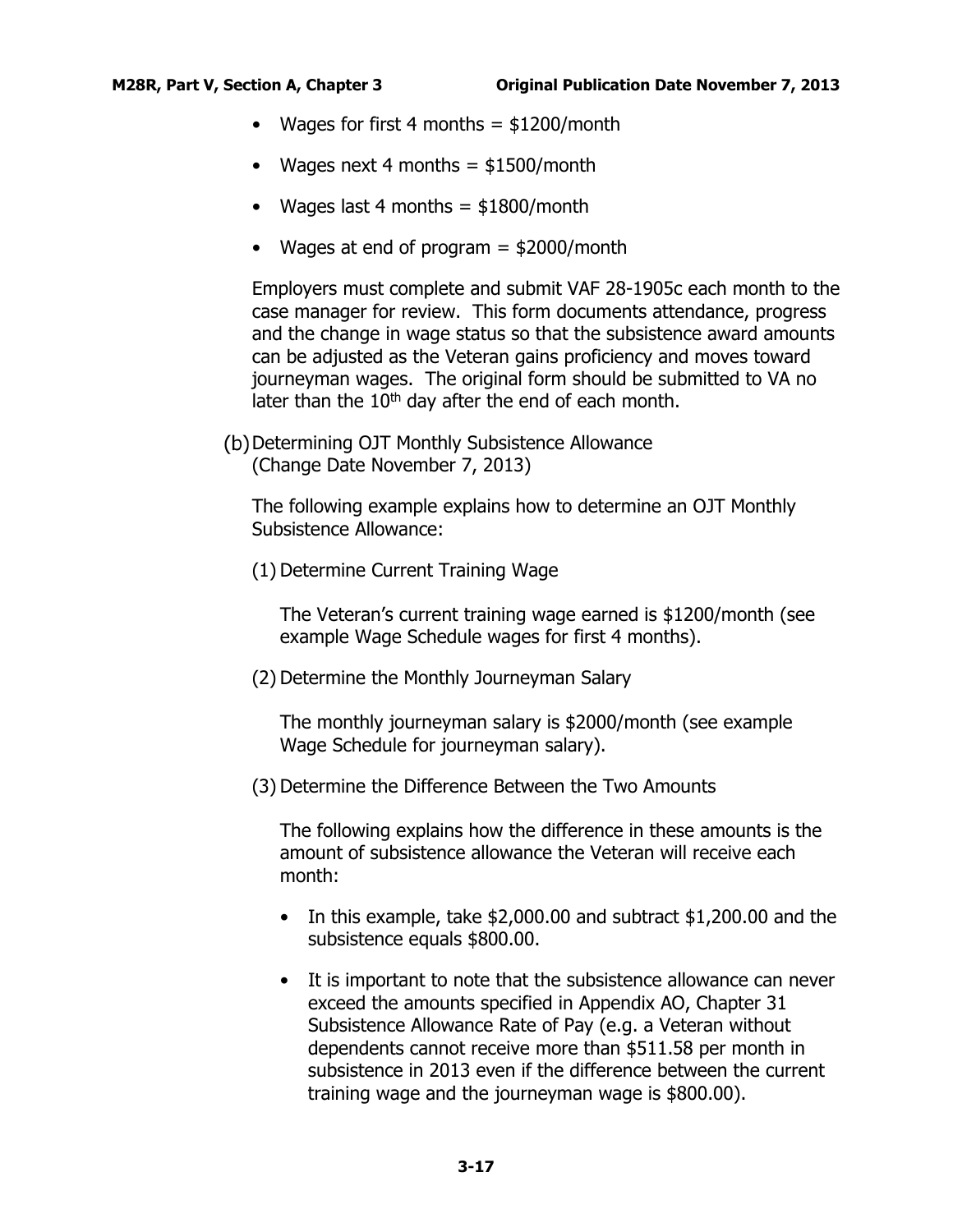- Wages for first 4 months = $1200/month
- Wages next 4 months = $1500/month
- Wages last 4 months = $1800/month
- Wages at end of program = $2000/month

Employers must complete and submit VAF 28-1905c each month to the case manager for review. This form documents attendance, progress and the change in wage status so that the subsistence award amounts can be adjusted as the Veteran gains proficiency and moves toward journeyman wages. The original form should be submitted to VA no later than the 10th day after the end of each month.

(b) Determining OJT Monthly Subsistence Allowance (Change Date November 7, 2013)

The following example explains how to determine an OJT Monthly Subsistence Allowance:

(1) Determine Current Training Wage

The Veteran's current training wage earned is $1200/month (see example Wage Schedule wages for first 4 months).

(2) Determine the Monthly Journeyman Salary

The monthly journeyman salary is $2000/month (see example Wage Schedule for journeyman salary).

(3) Determine the Difference Between the Two Amounts

The following explains how the difference in these amounts is the amount of subsistence allowance the Veteran will receive each month:

- In this example, take $2,000.00 and subtract $1,200.00 and the subsistence equals $800.00.
- It is important to note that the subsistence allowance can never exceed the amounts specified in Appendix AO, Chapter 31 Subsistence Allowance Rate of Pay (e.g. a Veteran without dependents cannot receive more than $511.58 per month in subsistence in 2013 even if the difference between the current training wage and the journeyman wage is $800.00).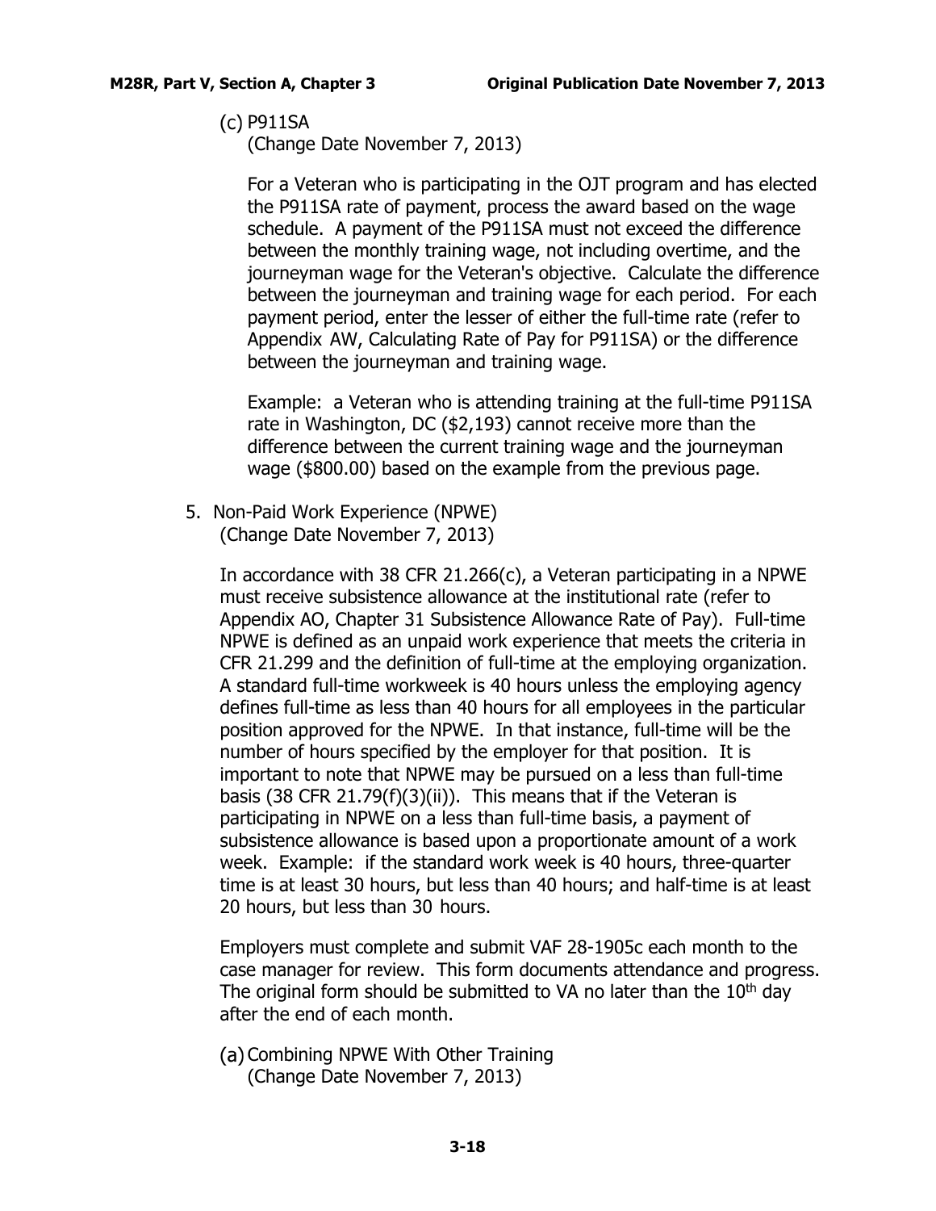(c) P911SA
(Change Date November 7, 2013)

For a Veteran who is participating in the OJT program and has elected the P911SA rate of payment, process the award based on the wage schedule. A payment of the P911SA must not exceed the difference between the monthly training wage, not including overtime, and the journeyman wage for the Veteran's objective. Calculate the difference between the journeyman and training wage for each period. For each payment period, enter the lesser of either the full-time rate (refer to Appendix AW, Calculating Rate of Pay for P911SA) or the difference between the journeyman and training wage.

Example: a Veteran who is attending training at the full-time P911SA rate in Washington, DC ($2,193) cannot receive more than the difference between the current training wage and the journeyman wage ($800.00) based on the example from the previous page.

5. Non-Paid Work Experience (NPWE)
(Change Date November 7, 2013)

In accordance with 38 CFR 21.266(c), a Veteran participating in a NPWE must receive subsistence allowance at the institutional rate (refer to Appendix AO, Chapter 31 Subsistence Allowance Rate of Pay). Full-time NPWE is defined as an unpaid work experience that meets the criteria in CFR 21.299 and the definition of full-time at the employing organization. A standard full-time workweek is 40 hours unless the employing agency defines full-time as less than 40 hours for all employees in the particular position approved for the NPWE. In that instance, full-time will be the number of hours specified by the employer for that position. It is important to note that NPWE may be pursued on a less than full-time basis (38 CFR 21.79(f)(3)(ii)). This means that if the Veteran is participating in NPWE on a less than full-time basis, a payment of subsistence allowance is based upon a proportionate amount of a work week. Example: if the standard work week is 40 hours, three-quarter time is at least 30 hours, but less than 40 hours; and half-time is at least 20 hours, but less than 30 hours.

Employers must complete and submit VAF 28-1905c each month to the case manager for review. This form documents attendance and progress. The original form should be submitted to VA no later than the 10th day after the end of each month.

(a) Combining NPWE With Other Training
(Change Date November 7, 2013)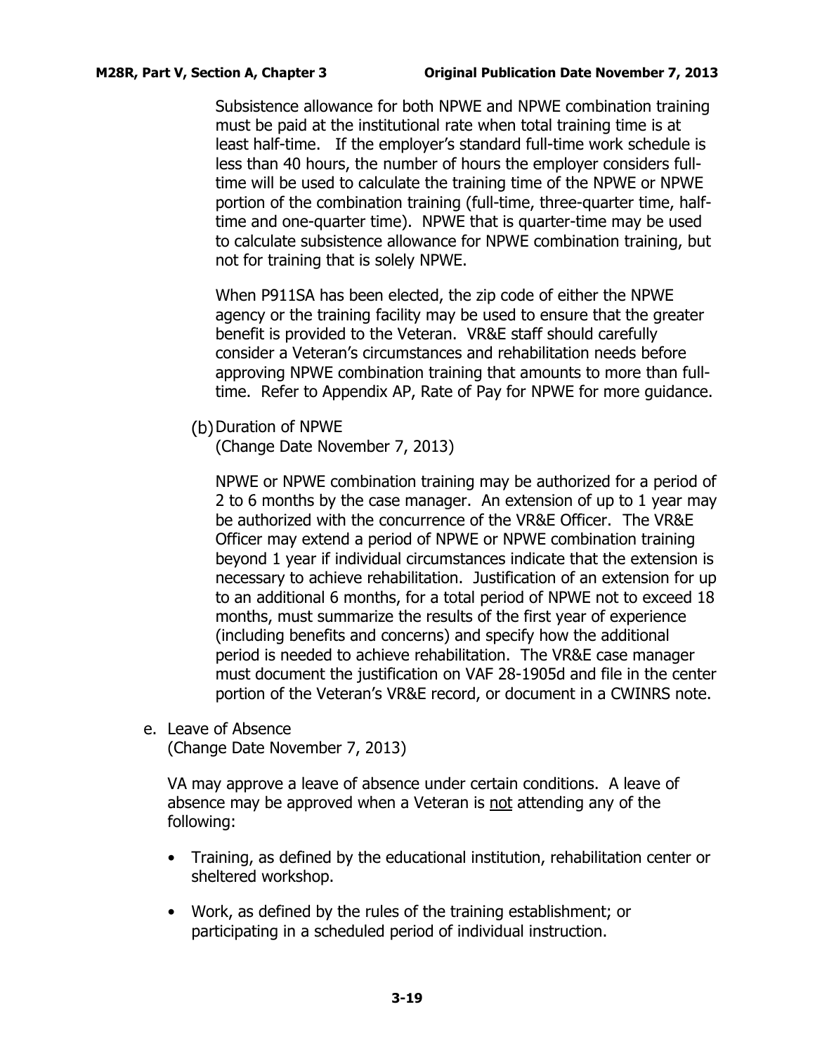Subsistence allowance for both NPWE and NPWE combination training must be paid at the institutional rate when total training time is at least half-time. If the employer's standard full-time work schedule is less than 40 hours, the number of hours the employer considers full-time will be used to calculate the training time of the NPWE or NPWE portion of the combination training (full-time, three-quarter time, half-time and one-quarter time). NPWE that is quarter-time may be used to calculate subsistence allowance for NPWE combination training, but not for training that is solely NPWE.

When P911SA has been elected, the zip code of either the NPWE agency or the training facility may be used to ensure that the greater benefit is provided to the Veteran. VR&E staff should carefully consider a Veteran's circumstances and rehabilitation needs before approving NPWE combination training that amounts to more than full-time. Refer to Appendix AP, Rate of Pay for NPWE for more guidance.

(b) Duration of NPWE
(Change Date November 7, 2013)

NPWE or NPWE combination training may be authorized for a period of 2 to 6 months by the case manager. An extension of up to 1 year may be authorized with the concurrence of the VR&E Officer. The VR&E Officer may extend a period of NPWE or NPWE combination training beyond 1 year if individual circumstances indicate that the extension is necessary to achieve rehabilitation. Justification of an extension for up to an additional 6 months, for a total period of NPWE not to exceed 18 months, must summarize the results of the first year of experience (including benefits and concerns) and specify how the additional period is needed to achieve rehabilitation. The VR&E case manager must document the justification on VAF 28-1905d and file in the center portion of the Veteran's VR&E record, or document in a CWINRS note.

e. Leave of Absence
(Change Date November 7, 2013)

VA may approve a leave of absence under certain conditions. A leave of absence may be approved when a Veteran is not attending any of the following:

- Training, as defined by the educational institution, rehabilitation center or sheltered workshop.
- Work, as defined by the rules of the training establishment; or participating in a scheduled period of individual instruction.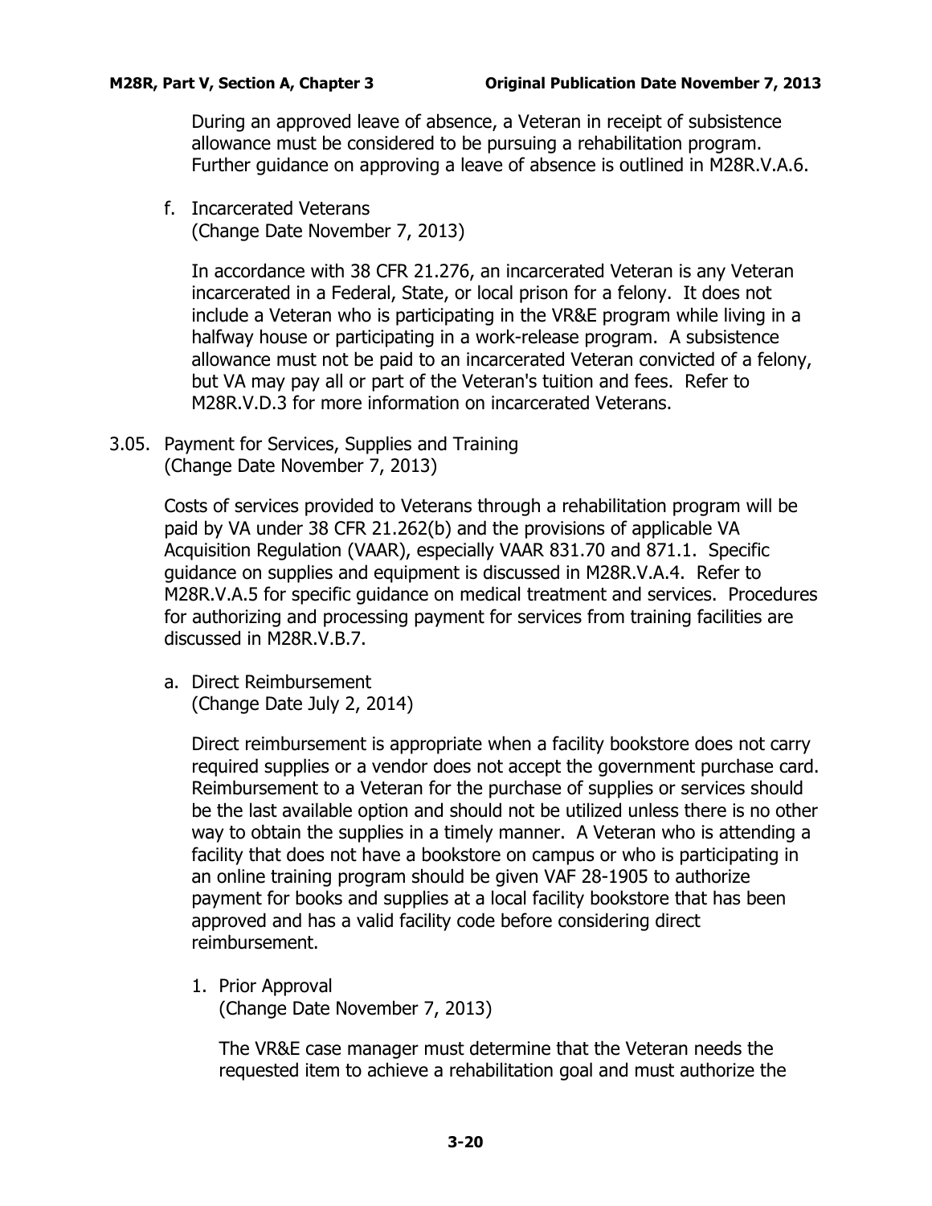During an approved leave of absence, a Veteran in receipt of subsistence allowance must be considered to be pursuing a rehabilitation program. Further guidance on approving a leave of absence is outlined in M28R.V.A.6.

f. Incarcerated Veterans
(Change Date November 7, 2013)

In accordance with 38 CFR 21.276, an incarcerated Veteran is any Veteran incarcerated in a Federal, State, or local prison for a felony. It does not include a Veteran who is participating in the VR&E program while living in a halfway house or participating in a work-release program. A subsistence allowance must not be paid to an incarcerated Veteran convicted of a felony, but VA may pay all or part of the Veteran's tuition and fees. Refer to M28R.V.D.3 for more information on incarcerated Veterans.

## 3.05. Payment for Services, Supplies and Training
(Change Date November 7, 2013)

Costs of services provided to Veterans through a rehabilitation program will be paid by VA under 38 CFR 21.262(b) and the provisions of applicable VA Acquisition Regulation (VAAR), especially VAAR 831.70 and 871.1. Specific guidance on supplies and equipment is discussed in M28R.V.A.4. Refer to M28R.V.A.5 for specific guidance on medical treatment and services. Procedures for authorizing and processing payment for services from training facilities are discussed in M28R.V.B.7.

a. Direct Reimbursement
(Change Date July 2, 2014)

Direct reimbursement is appropriate when a facility bookstore does not carry required supplies or a vendor does not accept the government purchase card. Reimbursement to a Veteran for the purchase of supplies or services should be the last available option and should not be utilized unless there is no other way to obtain the supplies in a timely manner. A Veteran who is attending a facility that does not have a bookstore on campus or who is participating in an online training program should be given VAF 28-1905 to authorize payment for books and supplies at a local facility bookstore that has been approved and has a valid facility code before considering direct reimbursement.

1. Prior Approval
(Change Date November 7, 2013)

The VR&E case manager must determine that the Veteran needs the requested item to achieve a rehabilitation goal and must authorize the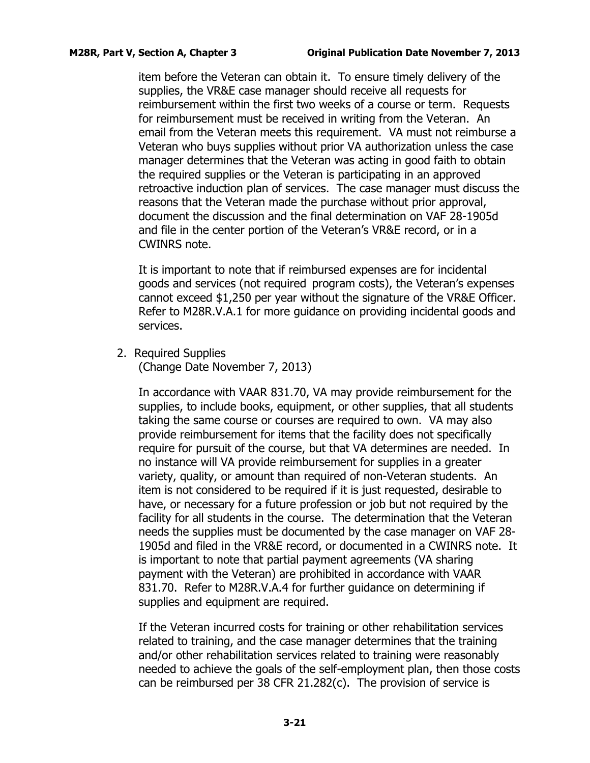item before the Veteran can obtain it. To ensure timely delivery of the supplies, the VR&E case manager should receive all requests for reimbursement within the first two weeks of a course or term. Requests for reimbursement must be received in writing from the Veteran. An email from the Veteran meets this requirement. VA must not reimburse a Veteran who buys supplies without prior VA authorization unless the case manager determines that the Veteran was acting in good faith to obtain the required supplies or the Veteran is participating in an approved retroactive induction plan of services. The case manager must discuss the reasons that the Veteran made the purchase without prior approval, document the discussion and the final determination on VAF 28-1905d and file in the center portion of the Veteran's VR&E record, or in a CWINRS note.

It is important to note that if reimbursed expenses are for incidental goods and services (not required program costs), the Veteran's expenses cannot exceed $1,250 per year without the signature of the VR&E Officer. Refer to M28R.V.A.1 for more guidance on providing incidental goods and services.

2. Required Supplies
   (Change Date November 7, 2013)

   In accordance with VAAR 831.70, VA may provide reimbursement for the supplies, to include books, equipment, or other supplies, that all students taking the same course or courses are required to own. VA may also provide reimbursement for items that the facility does not specifically require for pursuit of the course, but that VA determines are needed. In no instance will VA provide reimbursement for supplies in a greater variety, quality, or amount than required of non-Veteran students. An item is not considered to be required if it is just requested, desirable to have, or necessary for a future profession or job but not required by the facility for all students in the course. The determination that the Veteran needs the supplies must be documented by the case manager on VAF 28-1905d and filed in the VR&E record, or documented in a CWINRS note. It is important to note that partial payment agreements (VA sharing payment with the Veteran) are prohibited in accordance with VAAR 831.70. Refer to M28R.V.A.4 for further guidance on determining if supplies and equipment are required.

   If the Veteran incurred costs for training or other rehabilitation services related to training, and the case manager determines that the training and/or other rehabilitation services related to training were reasonably needed to achieve the goals of the self-employment plan, then those costs can be reimbursed per 38 CFR 21.282(c). The provision of service is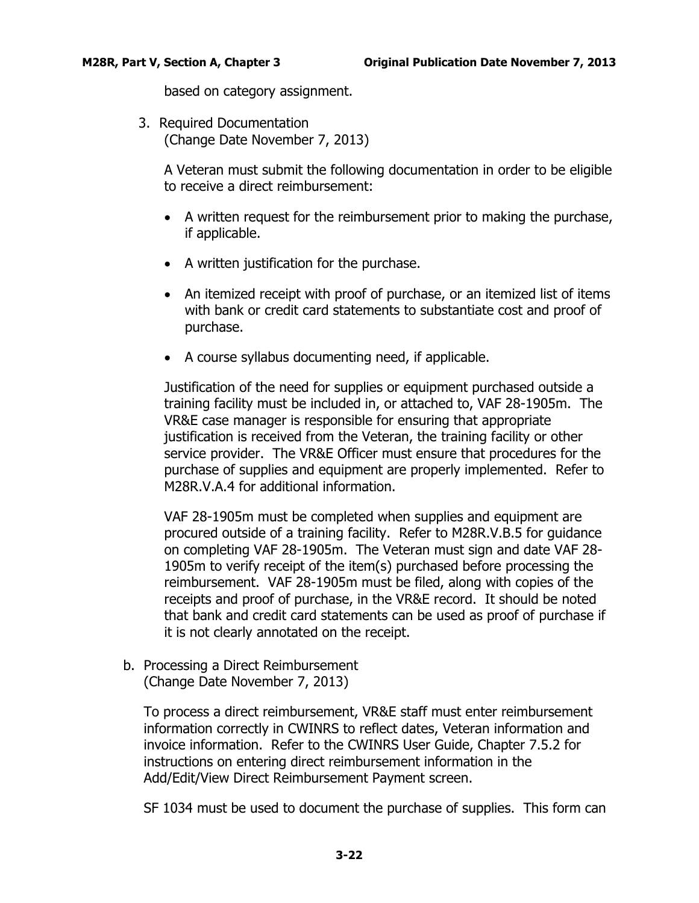based on category assignment.

3. Required Documentation
   (Change Date November 7, 2013)

   A Veteran must submit the following documentation in order to be eligible to receive a direct reimbursement:

   - A written request for the reimbursement prior to making the purchase, if applicable.
   - A written justification for the purchase.
   - An itemized receipt with proof of purchase, or an itemized list of items with bank or credit card statements to substantiate cost and proof of purchase.
   - A course syllabus documenting need, if applicable.

   Justification of the need for supplies or equipment purchased outside a training facility must be included in, or attached to, VAF 28-1905m. The VR&E case manager is responsible for ensuring that appropriate justification is received from the Veteran, the training facility or other service provider. The VR&E Officer must ensure that procedures for the purchase of supplies and equipment are properly implemented. Refer to M28R.V.A.4 for additional information.

   VAF 28-1905m must be completed when supplies and equipment are procured outside of a training facility. Refer to M28R.V.B.5 for guidance on completing VAF 28-1905m. The Veteran must sign and date VAF 28-1905m to verify receipt of the item(s) purchased before processing the reimbursement. VAF 28-1905m must be filed, along with copies of the receipts and proof of purchase, in the VR&E record. It should be noted that bank and credit card statements can be used as proof of purchase if it is not clearly annotated on the receipt.

b. Processing a Direct Reimbursement
   (Change Date November 7, 2013)

   To process a direct reimbursement, VR&E staff must enter reimbursement information correctly in CWINRS to reflect dates, Veteran information and invoice information. Refer to the CWINRS User Guide, Chapter 7.5.2 for instructions on entering direct reimbursement information in the Add/Edit/View Direct Reimbursement Payment screen.

   SF 1034 must be used to document the purchase of supplies. This form can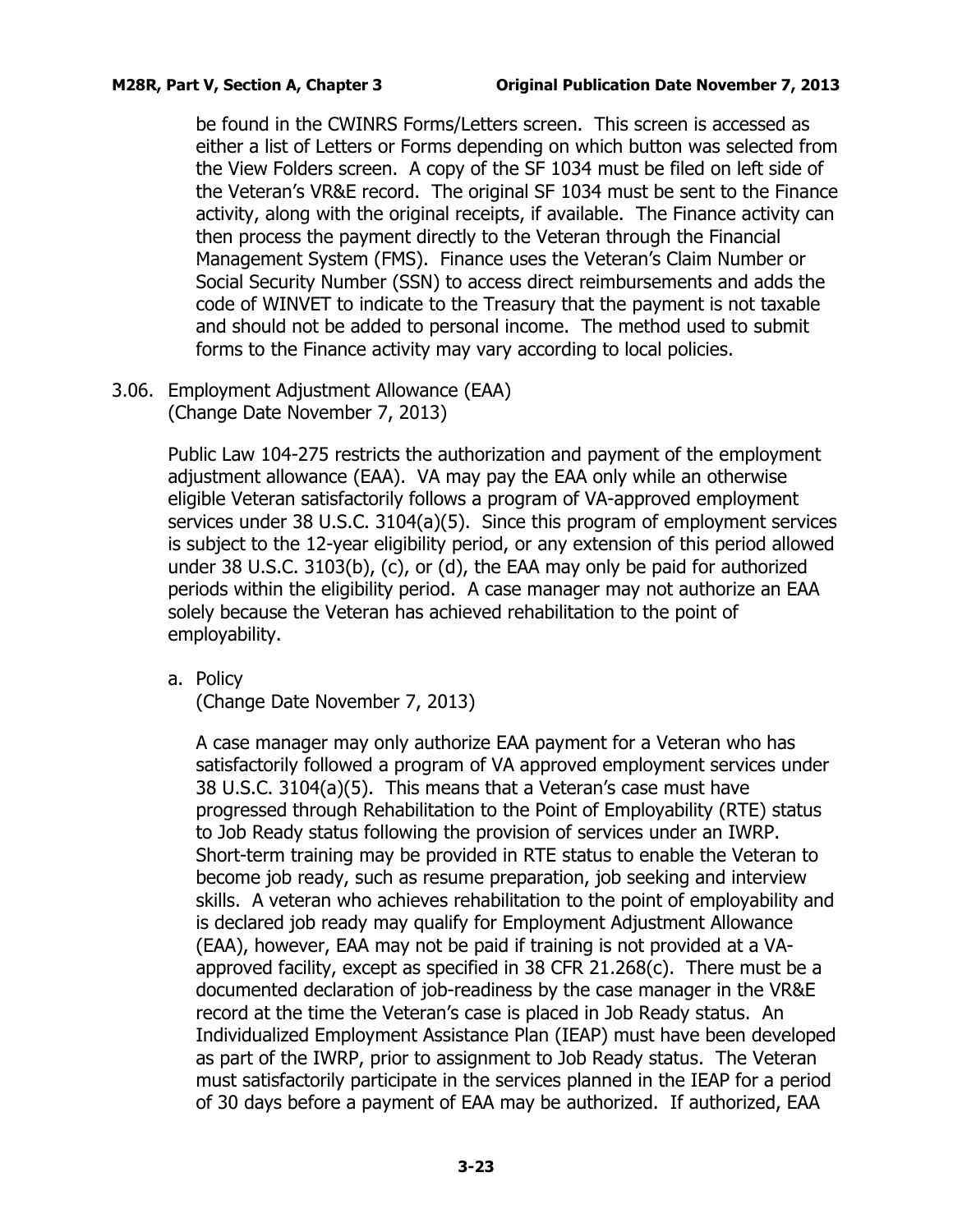be found in the CWINRS Forms/Letters screen. This screen is accessed as either a list of Letters or Forms depending on which button was selected from the View Folders screen. A copy of the SF 1034 must be filed on left side of the Veteran's VR&E record. The original SF 1034 must be sent to the Finance activity, along with the original receipts, if available. The Finance activity can then process the payment directly to the Veteran through the Financial Management System (FMS). Finance uses the Veteran's Claim Number or Social Security Number (SSN) to access direct reimbursements and adds the code of WINVET to indicate to the Treasury that the payment is not taxable and should not be added to personal income. The method used to submit forms to the Finance activity may vary according to local policies.

3.06. Employment Adjustment Allowance (EAA)
(Change Date November 7, 2013)

Public Law 104-275 restricts the authorization and payment of the employment adjustment allowance (EAA). VA may pay the EAA only while an otherwise eligible Veteran satisfactorily follows a program of VA-approved employment services under 38 U.S.C. 3104(a)(5). Since this program of employment services is subject to the 12-year eligibility period, or any extension of this period allowed under 38 U.S.C. 3103(b), (c), or (d), the EAA may only be paid for authorized periods within the eligibility period. A case manager may not authorize an EAA solely because the Veteran has achieved rehabilitation to the point of employability.

a. Policy
(Change Date November 7, 2013)

A case manager may only authorize EAA payment for a Veteran who has satisfactorily followed a program of VA approved employment services under 38 U.S.C. 3104(a)(5). This means that a Veteran's case must have progressed through Rehabilitation to the Point of Employability (RTE) status to Job Ready status following the provision of services under an IWRP. Short-term training may be provided in RTE status to enable the Veteran to become job ready, such as resume preparation, job seeking and interview skills. A veteran who achieves rehabilitation to the point of employability and is declared job ready may qualify for Employment Adjustment Allowance (EAA), however, EAA may not be paid if training is not provided at a VA-approved facility, except as specified in 38 CFR 21.268(c). There must be a documented declaration of job-readiness by the case manager in the VR&E record at the time the Veteran's case is placed in Job Ready status. An Individualized Employment Assistance Plan (IEAP) must have been developed as part of the IWRP, prior to assignment to Job Ready status. The Veteran must satisfactorily participate in the services planned in the IEAP for a period of 30 days before a payment of EAA may be authorized. If authorized, EAA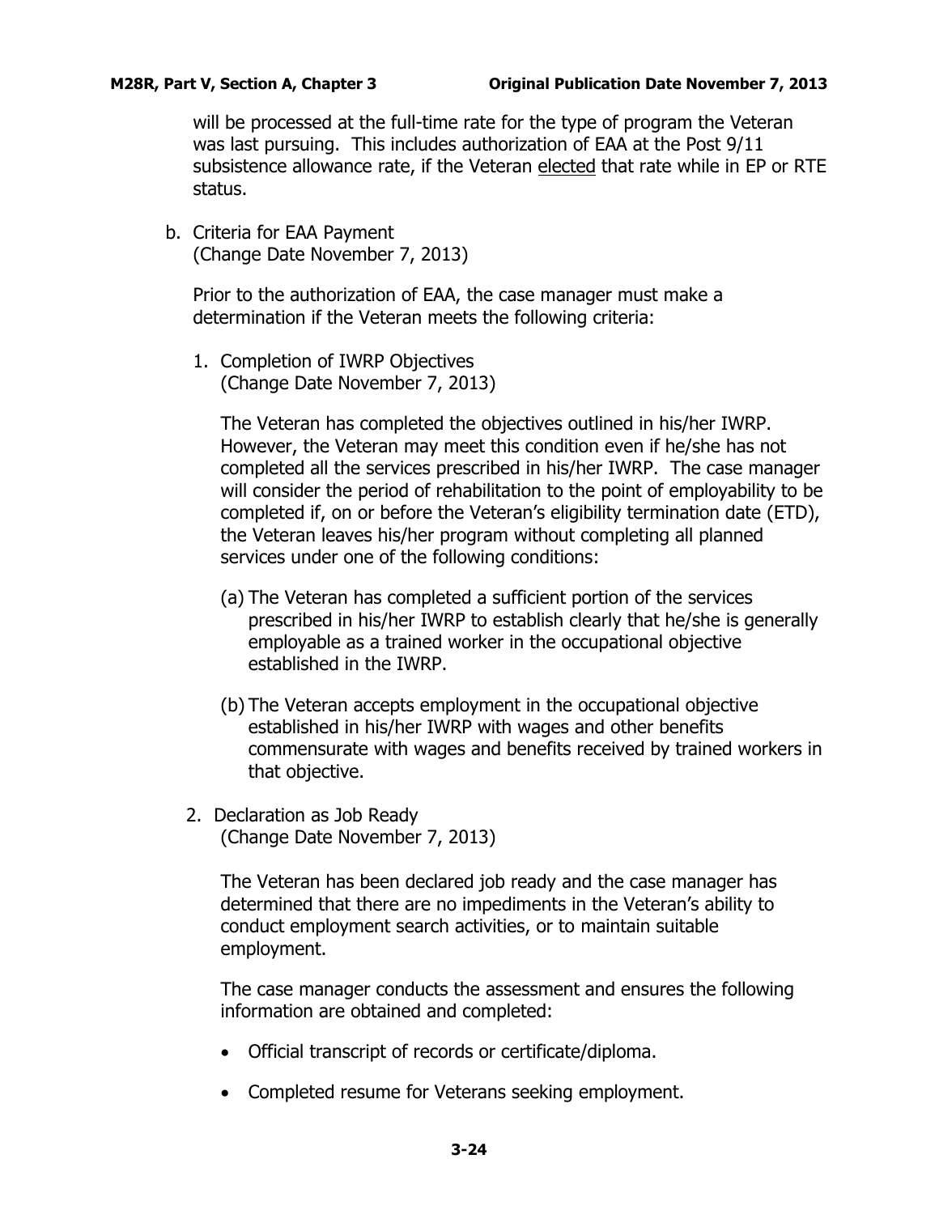will be processed at the full-time rate for the type of program the Veteran was last pursuing. This includes authorization of EAA at the Post 9/11 subsistence allowance rate, if the Veteran elected that rate while in EP or RTE status.

b. Criteria for EAA Payment
(Change Date November 7, 2013)

Prior to the authorization of EAA, the case manager must make a determination if the Veteran meets the following criteria:

1. Completion of IWRP Objectives
(Change Date November 7, 2013)

The Veteran has completed the objectives outlined in his/her IWRP. However, the Veteran may meet this condition even if he/she has not completed all the services prescribed in his/her IWRP. The case manager will consider the period of rehabilitation to the point of employability to be completed if, on or before the Veteran's eligibility termination date (ETD), the Veteran leaves his/her program without completing all planned services under one of the following conditions:

(a) The Veteran has completed a sufficient portion of the services prescribed in his/her IWRP to establish clearly that he/she is generally employable as a trained worker in the occupational objective established in the IWRP.

(b) The Veteran accepts employment in the occupational objective established in his/her IWRP with wages and other benefits commensurate with wages and benefits received by trained workers in that objective.

2. Declaration as Job Ready
(Change Date November 7, 2013)

The Veteran has been declared job ready and the case manager has determined that there are no impediments in the Veteran's ability to conduct employment search activities, or to maintain suitable employment.

The case manager conducts the assessment and ensures the following information are obtained and completed:

- Official transcript of records or certificate/diploma.
- Completed resume for Veterans seeking employment.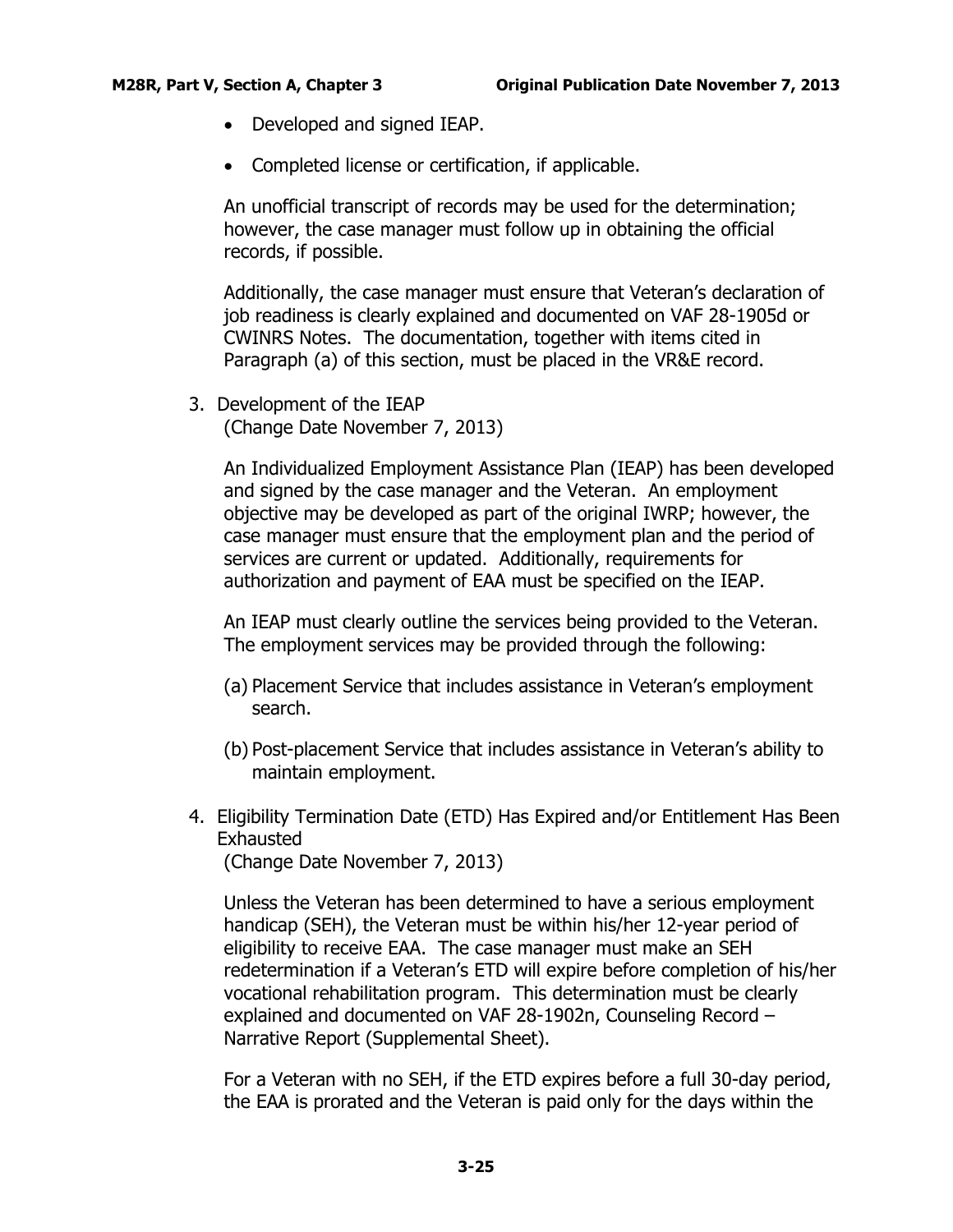- Developed and signed IEAP.
- Completed license or certification, if applicable.

An unofficial transcript of records may be used for the determination; however, the case manager must follow up in obtaining the official records, if possible.

Additionally, the case manager must ensure that Veteran's declaration of job readiness is clearly explained and documented on VAF 28-1905d or CWINRS Notes. The documentation, together with items cited in Paragraph (a) of this section, must be placed in the VR&E record.

3. Development of the IEAP
   (Change Date November 7, 2013)

   An Individualized Employment Assistance Plan (IEAP) has been developed and signed by the case manager and the Veteran. An employment objective may be developed as part of the original IWRP; however, the case manager must ensure that the employment plan and the period of services are current or updated. Additionally, requirements for authorization and payment of EAA must be specified on the IEAP.

   An IEAP must clearly outline the services being provided to the Veteran. The employment services may be provided through the following:

   (a) Placement Service that includes assistance in Veteran's employment search.

   (b) Post-placement Service that includes assistance in Veteran's ability to maintain employment.

4. Eligibility Termination Date (ETD) Has Expired and/or Entitlement Has Been Exhausted
   (Change Date November 7, 2013)

   Unless the Veteran has been determined to have a serious employment handicap (SEH), the Veteran must be within his/her 12-year period of eligibility to receive EAA. The case manager must make an SEH redetermination if a Veteran's ETD will expire before completion of his/her vocational rehabilitation program. This determination must be clearly explained and documented on VAF 28-1902n, Counseling Record – Narrative Report (Supplemental Sheet).

   For a Veteran with no SEH, if the ETD expires before a full 30-day period, the EAA is prorated and the Veteran is paid only for the days within the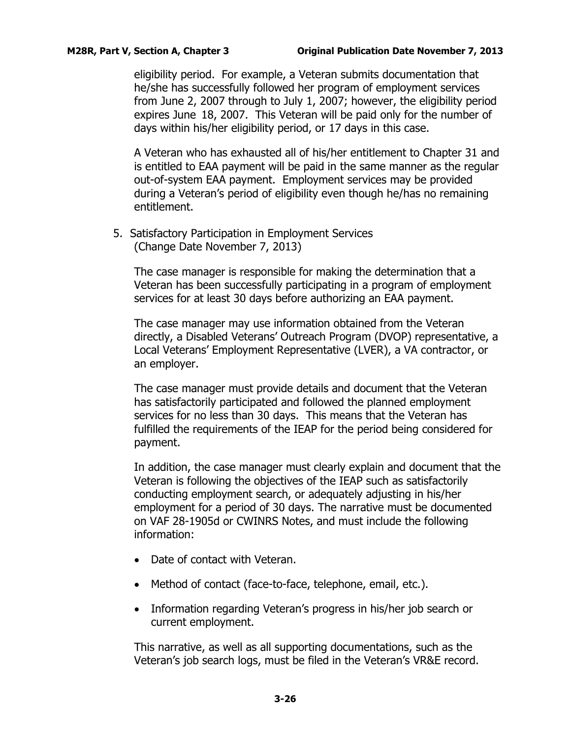eligibility period. For example, a Veteran submits documentation that he/she has successfully followed her program of employment services from June 2, 2007 through to July 1, 2007; however, the eligibility period expires June 18, 2007. This Veteran will be paid only for the number of days within his/her eligibility period, or 17 days in this case.

A Veteran who has exhausted all of his/her entitlement to Chapter 31 and is entitled to EAA payment will be paid in the same manner as the regular out-of-system EAA payment. Employment services may be provided during a Veteran's period of eligibility even though he/has no remaining entitlement.

5. Satisfactory Participation in Employment Services
(Change Date November 7, 2013)

The case manager is responsible for making the determination that a Veteran has been successfully participating in a program of employment services for at least 30 days before authorizing an EAA payment.

The case manager may use information obtained from the Veteran directly, a Disabled Veterans' Outreach Program (DVOP) representative, a Local Veterans' Employment Representative (LVER), a VA contractor, or an employer.

The case manager must provide details and document that the Veteran has satisfactorily participated and followed the planned employment services for no less than 30 days. This means that the Veteran has fulfilled the requirements of the IEAP for the period being considered for payment.

In addition, the case manager must clearly explain and document that the Veteran is following the objectives of the IEAP such as satisfactorily conducting employment search, or adequately adjusting in his/her employment for a period of 30 days. The narrative must be documented on VAF 28-1905d or CWINRS Notes, and must include the following information:

- Date of contact with Veteran.
- Method of contact (face-to-face, telephone, email, etc.).
- Information regarding Veteran's progress in his/her job search or current employment.

This narrative, as well as all supporting documentations, such as the Veteran's job search logs, must be filed in the Veteran's VR&E record.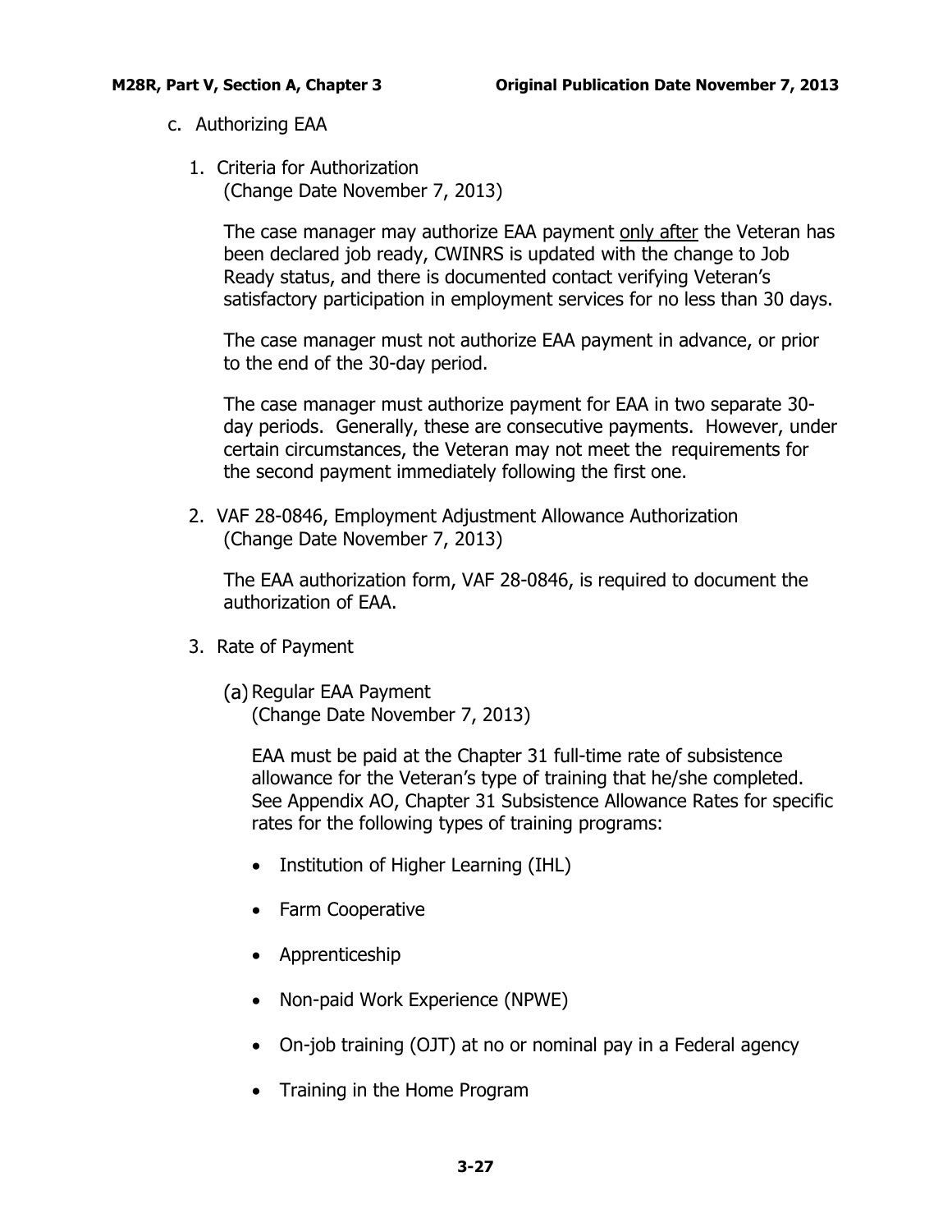## c. Authorizing EAA

### 1. Criteria for Authorization
(Change Date November 7, 2013)

The case manager may authorize EAA payment <u>only after</u> the Veteran has been declared job ready, CWINRS is updated with the change to Job Ready status, and there is documented contact verifying Veteran's satisfactory participation in employment services for no less than 30 days.

The case manager must not authorize EAA payment in advance, or prior to the end of the 30-day period.

The case manager must authorize payment for EAA in two separate 30-day periods. Generally, these are consecutive payments. However, under certain circumstances, the Veteran may not meet the requirements for the second payment immediately following the first one.

### 2. VAF 28-0846, Employment Adjustment Allowance Authorization
(Change Date November 7, 2013)

The EAA authorization form, VAF 28-0846, is required to document the authorization of EAA.

### 3. Rate of Payment

#### (a) Regular EAA Payment
(Change Date November 7, 2013)

EAA must be paid at the Chapter 31 full-time rate of subsistence allowance for the Veteran's type of training that he/she completed. See Appendix AO, Chapter 31 Subsistence Allowance Rates for specific rates for the following types of training programs:

- Institution of Higher Learning (IHL)
- Farm Cooperative
- Apprenticeship
- Non-paid Work Experience (NPWE)
- On-job training (OJT) at no or nominal pay in a Federal agency
- Training in the Home Program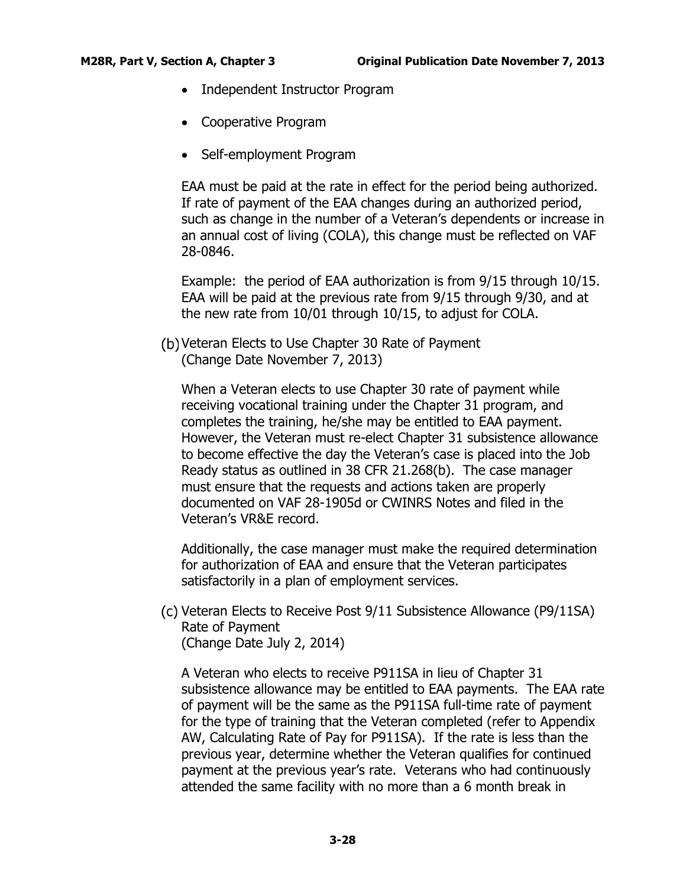- Independent Instructor Program
- Cooperative Program
- Self-employment Program

EAA must be paid at the rate in effect for the period being authorized. If rate of payment of the EAA changes during an authorized period, such as change in the number of a Veteran's dependents or increase in an annual cost of living (COLA), this change must be reflected on VAF 28-0846.

Example: the period of EAA authorization is from 9/15 through 10/15. EAA will be paid at the previous rate from 9/15 through 9/30, and at the new rate from 10/01 through 10/15, to adjust for COLA.

(b) Veteran Elects to Use Chapter 30 Rate of Payment
(Change Date November 7, 2013)

When a Veteran elects to use Chapter 30 rate of payment while receiving vocational training under the Chapter 31 program, and completes the training, he/she may be entitled to EAA payment. However, the Veteran must re-elect Chapter 31 subsistence allowance to become effective the day the Veteran's case is placed into the Job Ready status as outlined in 38 CFR 21.268(b). The case manager must ensure that the requests and actions taken are properly documented on VAF 28-1905d or CWINRS Notes and filed in the Veteran's VR&E record.

Additionally, the case manager must make the required determination for authorization of EAA and ensure that the Veteran participates satisfactorily in a plan of employment services.

(c) Veteran Elects to Receive Post 9/11 Subsistence Allowance (P9/11SA) Rate of Payment
(Change Date July 2, 2014)

A Veteran who elects to receive P911SA in lieu of Chapter 31 subsistence allowance may be entitled to EAA payments. The EAA rate of payment will be the same as the P911SA full-time rate of payment for the type of training that the Veteran completed (refer to Appendix AW, Calculating Rate of Pay for P911SA). If the rate is less than the previous year, determine whether the Veteran qualifies for continued payment at the previous year's rate. Veterans who had continuously attended the same facility with no more than a 6 month break in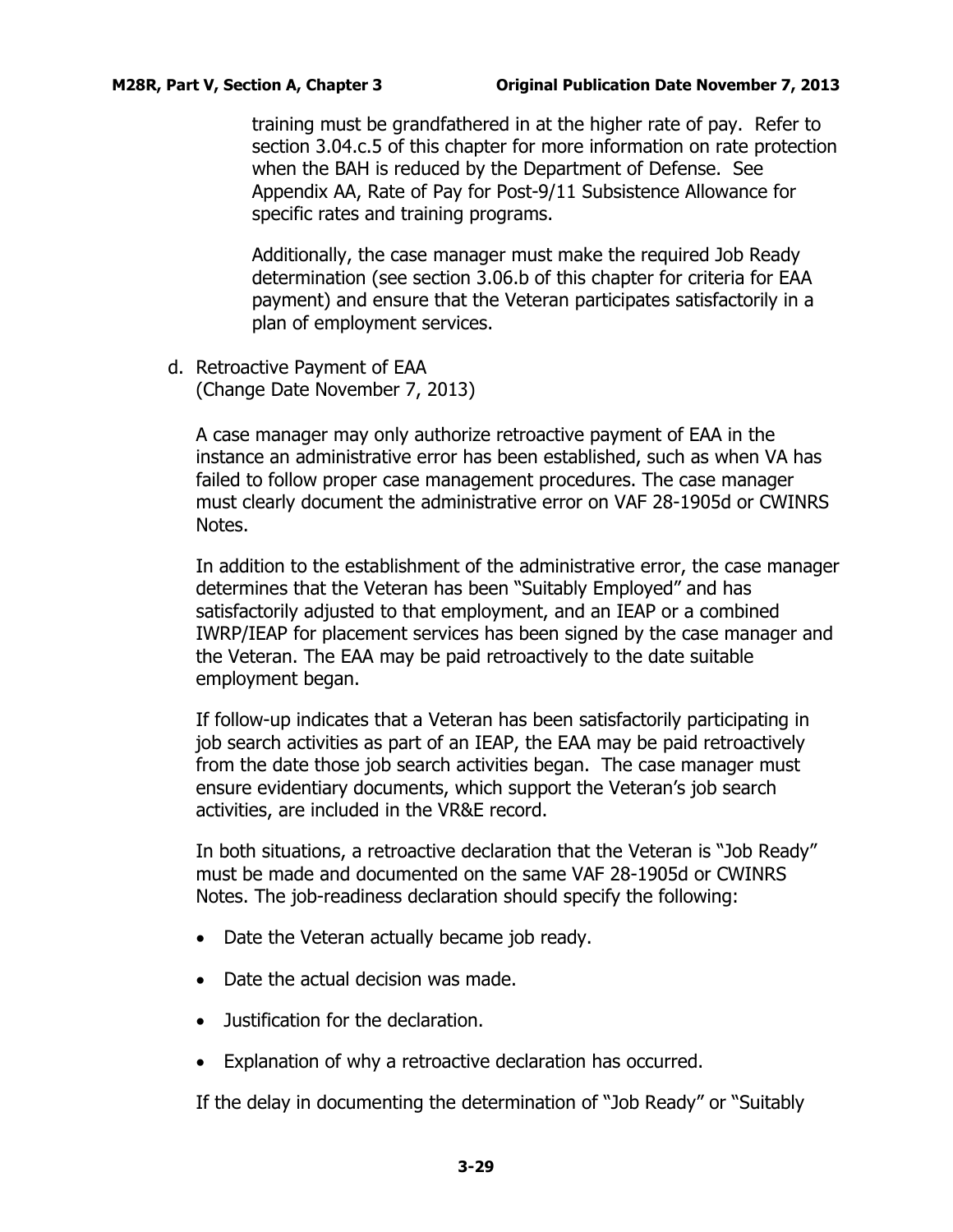training must be grandfathered in at the higher rate of pay. Refer to section 3.04.c.5 of this chapter for more information on rate protection when the BAH is reduced by the Department of Defense. See Appendix AA, Rate of Pay for Post-9/11 Subsistence Allowance for specific rates and training programs.

Additionally, the case manager must make the required Job Ready determination (see section 3.06.b of this chapter for criteria for EAA payment) and ensure that the Veteran participates satisfactorily in a plan of employment services.

d. Retroactive Payment of EAA
(Change Date November 7, 2013)

A case manager may only authorize retroactive payment of EAA in the instance an administrative error has been established, such as when VA has failed to follow proper case management procedures. The case manager must clearly document the administrative error on VAF 28-1905d or CWINRS Notes.

In addition to the establishment of the administrative error, the case manager determines that the Veteran has been "Suitably Employed" and has satisfactorily adjusted to that employment, and an IEAP or a combined IWRP/IEAP for placement services has been signed by the case manager and the Veteran. The EAA may be paid retroactively to the date suitable employment began.

If follow-up indicates that a Veteran has been satisfactorily participating in job search activities as part of an IEAP, the EAA may be paid retroactively from the date those job search activities began. The case manager must ensure evidentiary documents, which support the Veteran's job search activities, are included in the VR&E record.

In both situations, a retroactive declaration that the Veteran is "Job Ready" must be made and documented on the same VAF 28-1905d or CWINRS Notes. The job-readiness declaration should specify the following:

- Date the Veteran actually became job ready.
- Date the actual decision was made.
- Justification for the declaration.
- Explanation of why a retroactive declaration has occurred.

If the delay in documenting the determination of "Job Ready" or "Suitably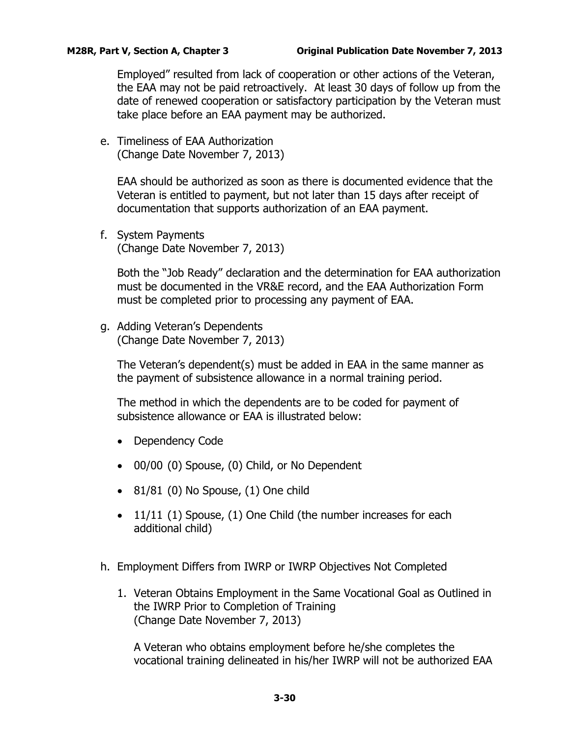Employed" resulted from lack of cooperation or other actions of the Veteran, the EAA may not be paid retroactively. At least 30 days of follow up from the date of renewed cooperation or satisfactory participation by the Veteran must take place before an EAA payment may be authorized.

e. Timeliness of EAA Authorization
(Change Date November 7, 2013)

EAA should be authorized as soon as there is documented evidence that the Veteran is entitled to payment, but not later than 15 days after receipt of documentation that supports authorization of an EAA payment.

f. System Payments
(Change Date November 7, 2013)

Both the "Job Ready" declaration and the determination for EAA authorization must be documented in the VR&E record, and the EAA Authorization Form must be completed prior to processing any payment of EAA.

g. Adding Veteran's Dependents
(Change Date November 7, 2013)

The Veteran's dependent(s) must be added in EAA in the same manner as the payment of subsistence allowance in a normal training period.

The method in which the dependents are to be coded for payment of subsistence allowance or EAA is illustrated below:

- Dependency Code
- 00/00 (0) Spouse, (0) Child, or No Dependent
- 81/81 (0) No Spouse, (1) One child
- 11/11 (1) Spouse, (1) One Child (the number increases for each additional child)

h. Employment Differs from IWRP or IWRP Objectives Not Completed

1. Veteran Obtains Employment in the Same Vocational Goal as Outlined in the IWRP Prior to Completion of Training
(Change Date November 7, 2013)

A Veteran who obtains employment before he/she completes the vocational training delineated in his/her IWRP will not be authorized EAA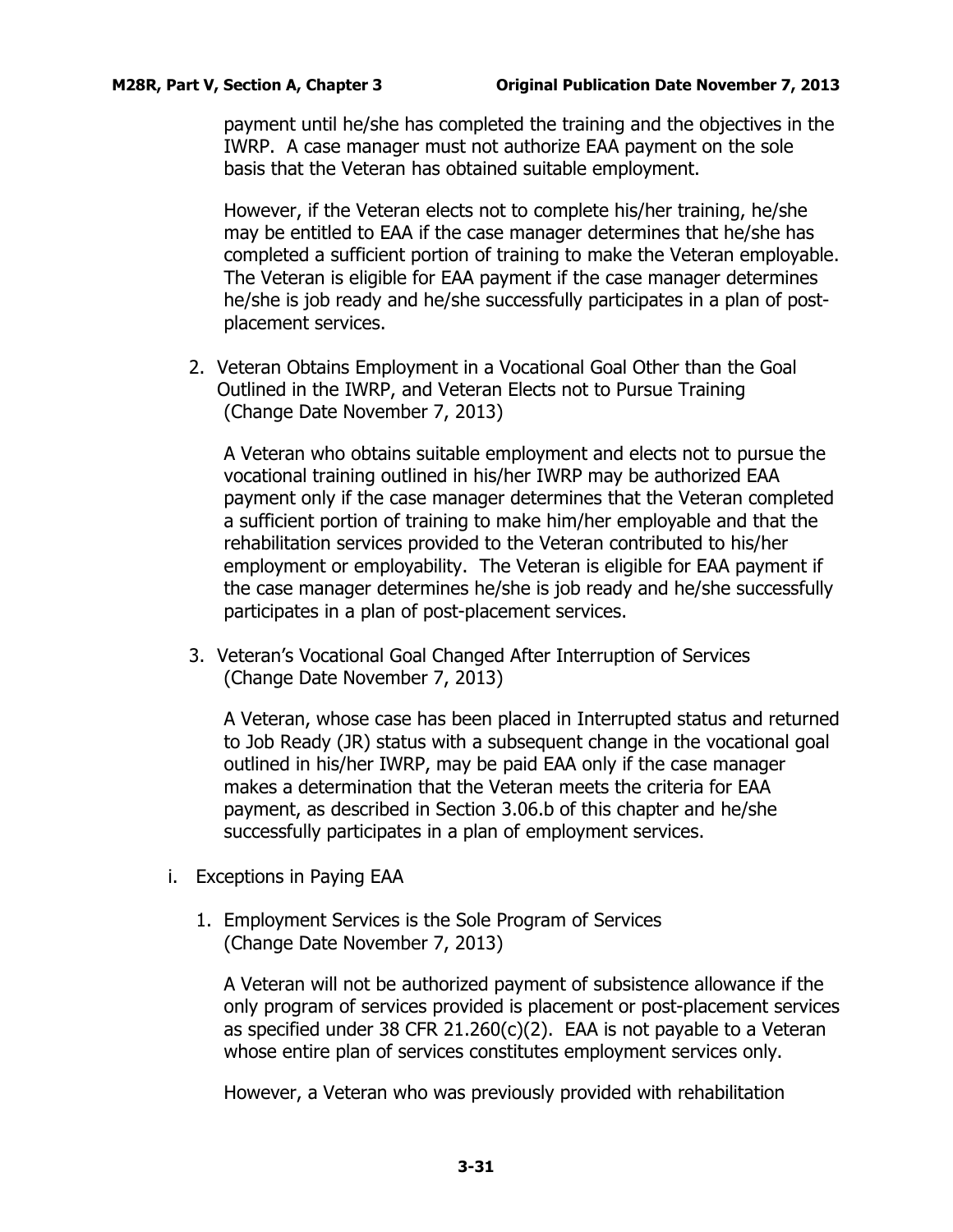payment until he/she has completed the training and the objectives in the IWRP. A case manager must not authorize EAA payment on the sole basis that the Veteran has obtained suitable employment.

However, if the Veteran elects not to complete his/her training, he/she may be entitled to EAA if the case manager determines that he/she has completed a sufficient portion of training to make the Veteran employable. The Veteran is eligible for EAA payment if the case manager determines he/she is job ready and he/she successfully participates in a plan of post-placement services.

2. Veteran Obtains Employment in a Vocational Goal Other than the Goal Outlined in the IWRP, and Veteran Elects not to Pursue Training (Change Date November 7, 2013)

   A Veteran who obtains suitable employment and elects not to pursue the vocational training outlined in his/her IWRP may be authorized EAA payment only if the case manager determines that the Veteran completed a sufficient portion of training to make him/her employable and that the rehabilitation services provided to the Veteran contributed to his/her employment or employability. The Veteran is eligible for EAA payment if the case manager determines he/she is job ready and he/she successfully participates in a plan of post-placement services.

3. Veteran's Vocational Goal Changed After Interruption of Services (Change Date November 7, 2013)

   A Veteran, whose case has been placed in Interrupted status and returned to Job Ready (JR) status with a subsequent change in the vocational goal outlined in his/her IWRP, may be paid EAA only if the case manager makes a determination that the Veteran meets the criteria for EAA payment, as described in Section 3.06.b of this chapter and he/she successfully participates in a plan of employment services.

i. Exceptions in Paying EAA

1. Employment Services is the Sole Program of Services (Change Date November 7, 2013)

   A Veteran will not be authorized payment of subsistence allowance if the only program of services provided is placement or post-placement services as specified under 38 CFR 21.260(c)(2). EAA is not payable to a Veteran whose entire plan of services constitutes employment services only.

   However, a Veteran who was previously provided with rehabilitation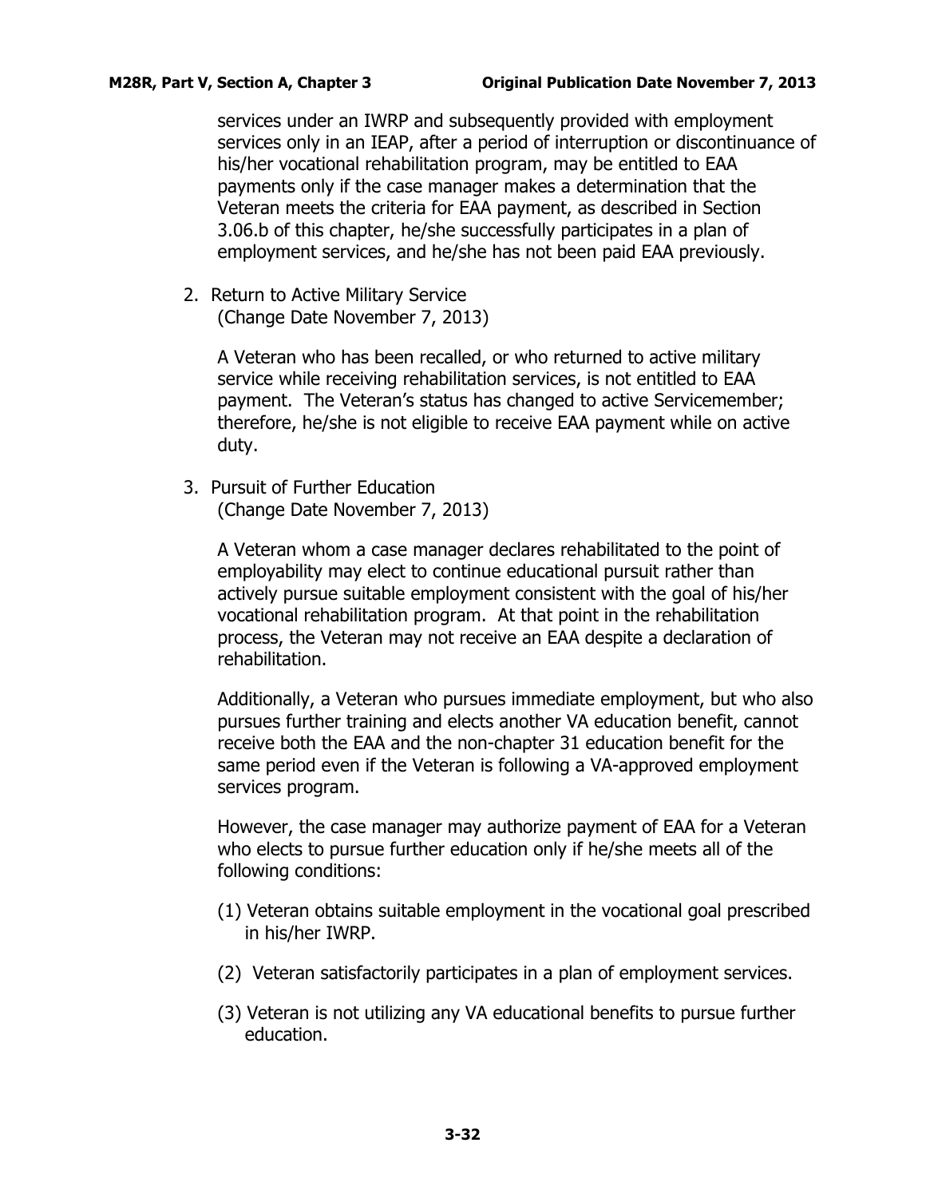services under an IWRP and subsequently provided with employment services only in an IEAP, after a period of interruption or discontinuance of his/her vocational rehabilitation program, may be entitled to EAA payments only if the case manager makes a determination that the Veteran meets the criteria for EAA payment, as described in Section 3.06.b of this chapter, he/she successfully participates in a plan of employment services, and he/she has not been paid EAA previously.

2. Return to Active Military Service
   (Change Date November 7, 2013)

   A Veteran who has been recalled, or who returned to active military service while receiving rehabilitation services, is not entitled to EAA payment. The Veteran's status has changed to active Servicemember; therefore, he/she is not eligible to receive EAA payment while on active duty.

3. Pursuit of Further Education
   (Change Date November 7, 2013)

   A Veteran whom a case manager declares rehabilitated to the point of employability may elect to continue educational pursuit rather than actively pursue suitable employment consistent with the goal of his/her vocational rehabilitation program. At that point in the rehabilitation process, the Veteran may not receive an EAA despite a declaration of rehabilitation.

   Additionally, a Veteran who pursues immediate employment, but who also pursues further training and elects another VA education benefit, cannot receive both the EAA and the non-chapter 31 education benefit for the same period even if the Veteran is following a VA-approved employment services program.

   However, the case manager may authorize payment of EAA for a Veteran who elects to pursue further education only if he/she meets all of the following conditions:

   (1) Veteran obtains suitable employment in the vocational goal prescribed in his/her IWRP.

   (2) Veteran satisfactorily participates in a plan of employment services.

   (3) Veteran is not utilizing any VA educational benefits to pursue further education.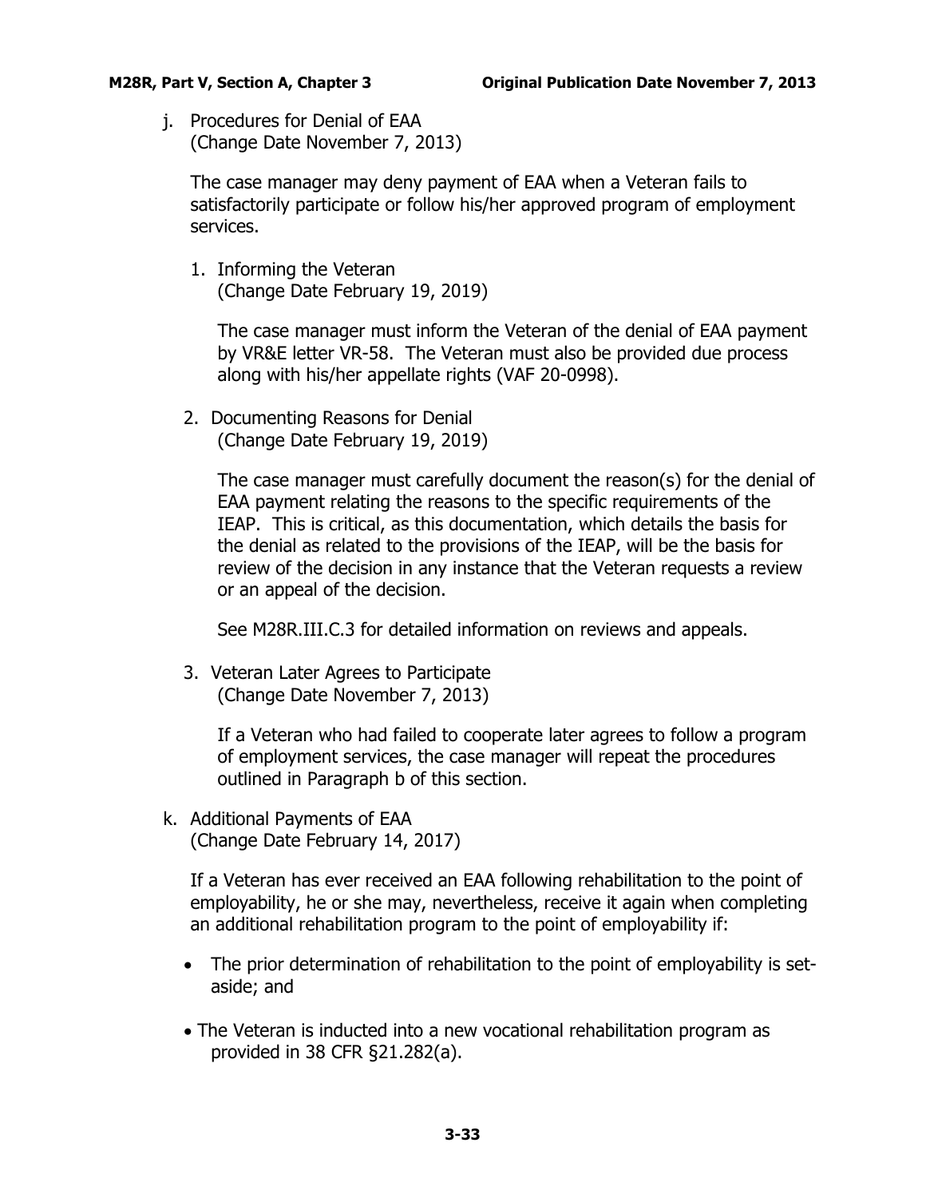j. Procedures for Denial of EAA
(Change Date November 7, 2013)

The case manager may deny payment of EAA when a Veteran fails to satisfactorily participate or follow his/her approved program of employment services.

1. Informing the Veteran
(Change Date February 19, 2019)

The case manager must inform the Veteran of the denial of EAA payment by VR&E letter VR-58. The Veteran must also be provided due process along with his/her appellate rights (VAF 20-0998).

2. Documenting Reasons for Denial
(Change Date February 19, 2019)

The case manager must carefully document the reason(s) for the denial of EAA payment relating the reasons to the specific requirements of the IEAP. This is critical, as this documentation, which details the basis for the denial as related to the provisions of the IEAP, will be the basis for review of the decision in any instance that the Veteran requests a review or an appeal of the decision.

See M28R.III.C.3 for detailed information on reviews and appeals.

3. Veteran Later Agrees to Participate
(Change Date November 7, 2013)

If a Veteran who had failed to cooperate later agrees to follow a program of employment services, the case manager will repeat the procedures outlined in Paragraph b of this section.

k. Additional Payments of EAA
(Change Date February 14, 2017)

If a Veteran has ever received an EAA following rehabilitation to the point of employability, he or she may, nevertheless, receive it again when completing an additional rehabilitation program to the point of employability if:

- The prior determination of rehabilitation to the point of employability is set-aside; and
- The Veteran is inducted into a new vocational rehabilitation program as provided in 38 CFR §21.282(a).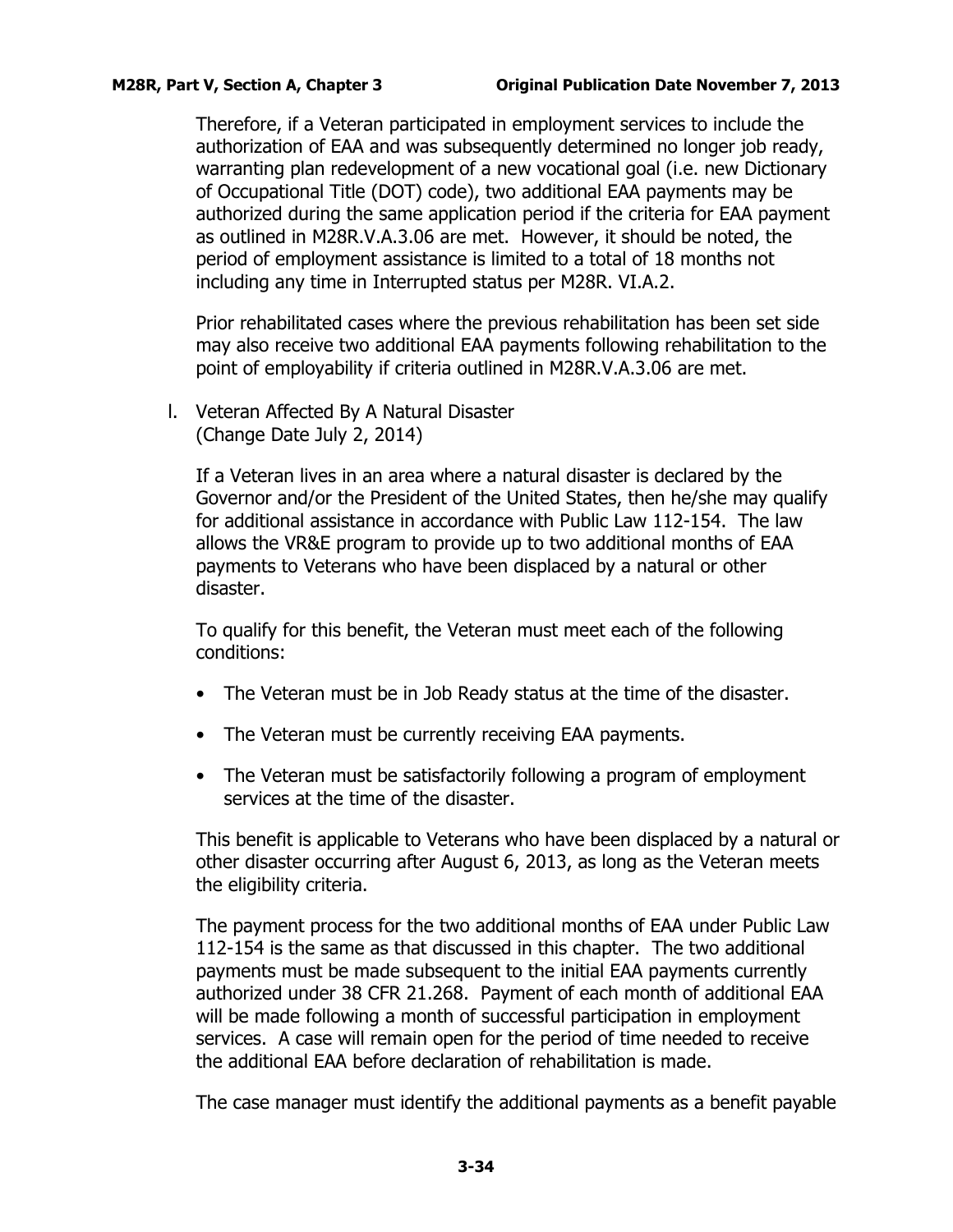Therefore, if a Veteran participated in employment services to include the authorization of EAA and was subsequently determined no longer job ready, warranting plan redevelopment of a new vocational goal (i.e. new Dictionary of Occupational Title (DOT) code), two additional EAA payments may be authorized during the same application period if the criteria for EAA payment as outlined in M28R.V.A.3.06 are met. However, it should be noted, the period of employment assistance is limited to a total of 18 months not including any time in Interrupted status per M28R. VI.A.2.

Prior rehabilitated cases where the previous rehabilitation has been set side may also receive two additional EAA payments following rehabilitation to the point of employability if criteria outlined in M28R.V.A.3.06 are met.

l. Veteran Affected By A Natural Disaster
(Change Date July 2, 2014)

If a Veteran lives in an area where a natural disaster is declared by the Governor and/or the President of the United States, then he/she may qualify for additional assistance in accordance with Public Law 112-154. The law allows the VR&E program to provide up to two additional months of EAA payments to Veterans who have been displaced by a natural or other disaster.

To qualify for this benefit, the Veteran must meet each of the following conditions:

- The Veteran must be in Job Ready status at the time of the disaster.
- The Veteran must be currently receiving EAA payments.
- The Veteran must be satisfactorily following a program of employment services at the time of the disaster.

This benefit is applicable to Veterans who have been displaced by a natural or other disaster occurring after August 6, 2013, as long as the Veteran meets the eligibility criteria.

The payment process for the two additional months of EAA under Public Law 112-154 is the same as that discussed in this chapter. The two additional payments must be made subsequent to the initial EAA payments currently authorized under 38 CFR 21.268. Payment of each month of additional EAA will be made following a month of successful participation in employment services. A case will remain open for the period of time needed to receive the additional EAA before declaration of rehabilitation is made.

The case manager must identify the additional payments as a benefit payable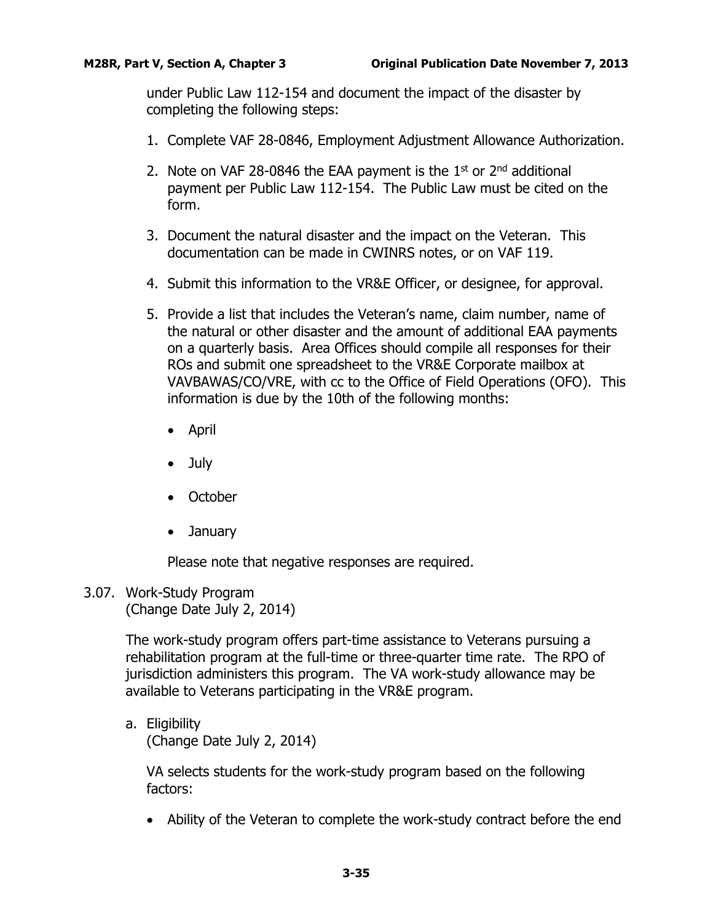under Public Law 112-154 and document the impact of the disaster by completing the following steps:

1. Complete VAF 28-0846, Employment Adjustment Allowance Authorization.

2. Note on VAF 28-0846 the EAA payment is the 1st or 2nd additional payment per Public Law 112-154. The Public Law must be cited on the form.

3. Document the natural disaster and the impact on the Veteran. This documentation can be made in CWINRS notes, or on VAF 119.

4. Submit this information to the VR&E Officer, or designee, for approval.

5. Provide a list that includes the Veteran's name, claim number, name of the natural or other disaster and the amount of additional EAA payments on a quarterly basis. Area Offices should compile all responses for their ROs and submit one spreadsheet to the VR&E Corporate mailbox at VAVBAWAS/CO/VRE, with cc to the Office of Field Operations (OFO). This information is due by the 10th of the following months:

   - April
   - July
   - October
   - January

   Please note that negative responses are required.

3.07. Work-Study Program
(Change Date July 2, 2014)

The work-study program offers part-time assistance to Veterans pursuing a rehabilitation program at the full-time or three-quarter time rate. The RPO of jurisdiction administers this program. The VA work-study allowance may be available to Veterans participating in the VR&E program.

a. Eligibility
(Change Date July 2, 2014)

VA selects students for the work-study program based on the following factors:

- Ability of the Veteran to complete the work-study contract before the end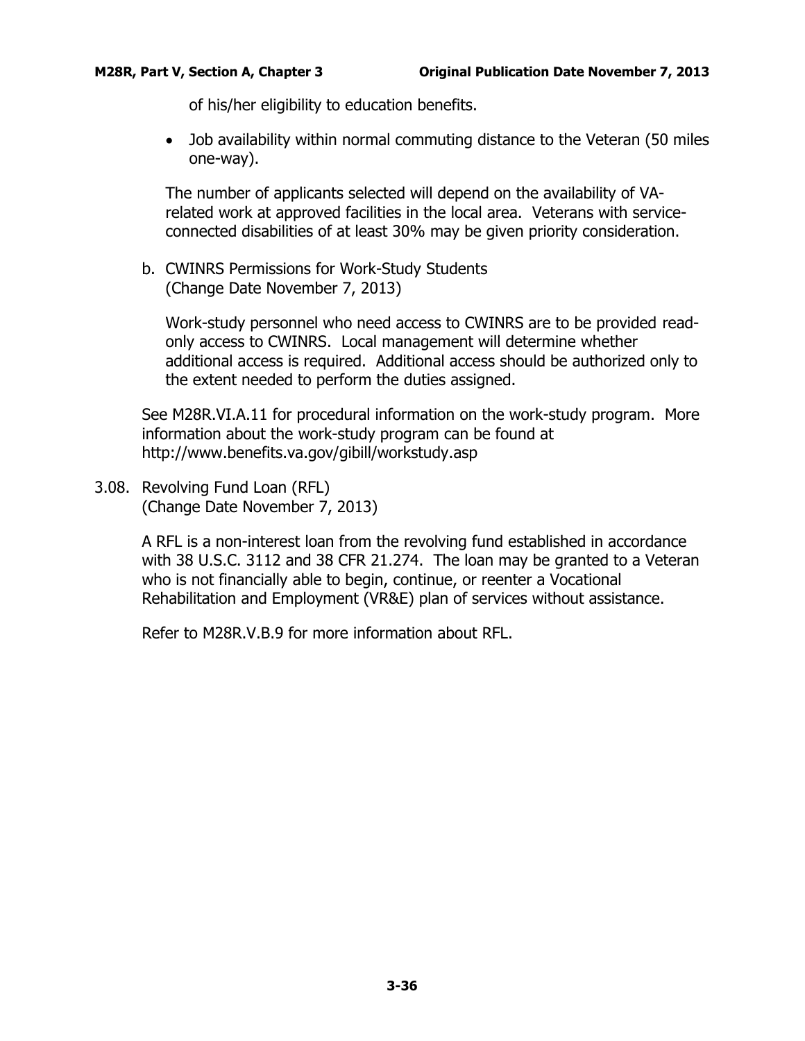of his/her eligibility to education benefits.

- Job availability within normal commuting distance to the Veteran (50 miles one-way).

The number of applicants selected will depend on the availability of VA-related work at approved facilities in the local area. Veterans with service-connected disabilities of at least 30% may be given priority consideration.

b. CWINRS Permissions for Work-Study Students
(Change Date November 7, 2013)

Work-study personnel who need access to CWINRS are to be provided read-only access to CWINRS. Local management will determine whether additional access is required. Additional access should be authorized only to the extent needed to perform the duties assigned.

See M28R.VI.A.11 for procedural information on the work-study program. More information about the work-study program can be found at http://www.benefits.va.gov/gibill/workstudy.asp

## 3.08. Revolving Fund Loan (RFL)
(Change Date November 7, 2013)

A RFL is a non-interest loan from the revolving fund established in accordance with 38 U.S.C. 3112 and 38 CFR 21.274. The loan may be granted to a Veteran who is not financially able to begin, continue, or reenter a Vocational Rehabilitation and Employment (VR&E) plan of services without assistance.

Refer to M28R.V.B.9 for more information about RFL.